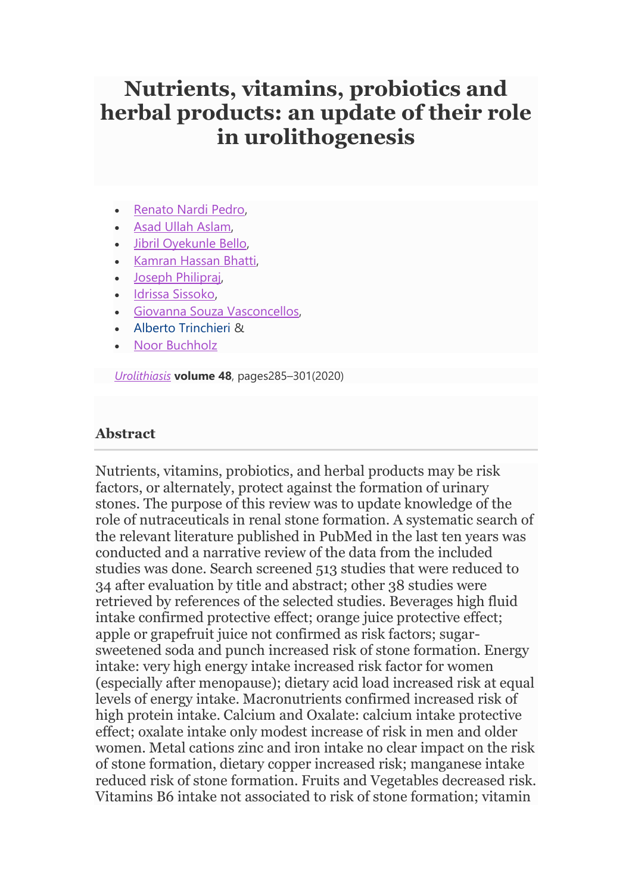# Nutrients, vitamins, probiotics and herbal products: an update of their role in urolithogenesis

- Renato Nardi Pedro,
- Asad Ullah Aslam,
- Jibril Oyekunle Bello,
- Kamran Hassan Bhatti,
- Joseph Philipraj,
- Idrissa Sissoko,
- Giovanna Souza Vasconcellos,
- Alberto Trinchieri &
- Noor Buchholz

*Urolithiasis* **volume 48**, pages285–301(2020)

## Abstract

Nutrients, vitamins, probiotics, and herbal products may be risk factors, or alternately, protect against the formation of urinary stones. The purpose of this review was to update knowledge of the role of nutraceuticals in renal stone formation. A systematic search of the relevant literature published in PubMed in the last ten years was conducted and a narrative review of the data from the included studies was done. Search screened 513 studies that were reduced to 34 after evaluation by title and abstract; other 38 studies were retrieved by references of the selected studies. Beverages high fluid intake confirmed protective effect; orange juice protective effect; apple or grapefruit juice not confirmed as risk factors; sugar-sweetened soda and punch increased risk of stone formation. Energy intake: very high energy intake increased risk factor for women (especially after menopause); dietary acid load increased risk at equal levels of energy intake. Macronutrients confirmed increased risk of high protein intake. Calcium and Oxalate: calcium intake protective effect; oxalate intake only modest increase of risk in men and older women. Metal cations zinc and iron intake no clear impact on the risk of stone formation, dietary copper increased risk; manganese intake reduced risk of stone formation. Fruits and Vegetables decreased risk. Vitamins B6 intake not associated to risk of stone formation; vitamin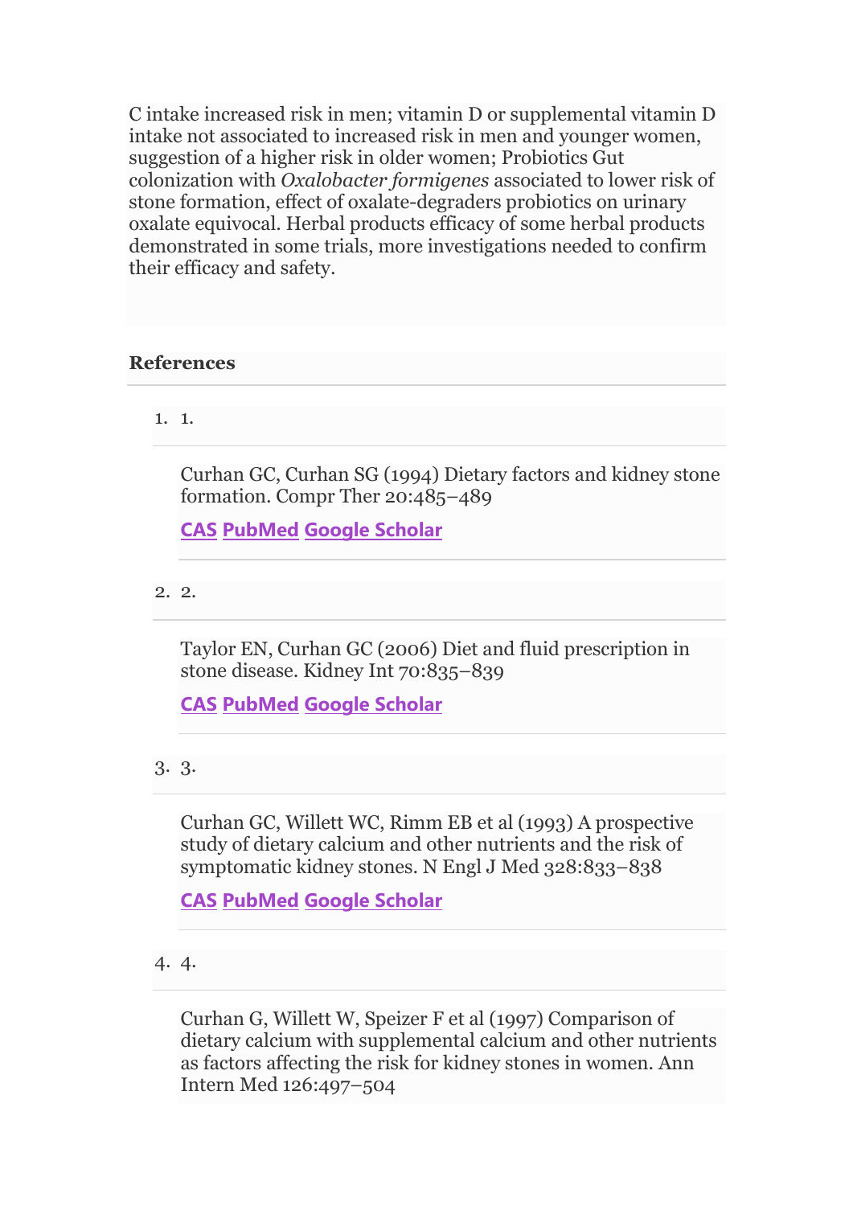C intake increased risk in men; vitamin D or supplemental vitamin D intake not associated to increased risk in men and younger women, suggestion of a higher risk in older women; Probiotics Gut colonization with *Oxalobacter formigenes* associated to lower risk of stone formation, effect of oxalate-degraders probiotics on urinary oxalate equivocal. Herbal products efficacy of some herbal products demonstrated in some trials, more investigations needed to confirm their efficacy and safety.

## References

1. Curhan GC, Curhan SG (1994) Dietary factors and kidney stone formation. Compr Ther 20:485–489

   CAS PubMed Google Scholar

2. Taylor EN, Curhan GC (2006) Diet and fluid prescription in stone disease. Kidney Int 70:835–839

   CAS PubMed Google Scholar

3. Curhan GC, Willett WC, Rimm EB et al (1993) A prospective study of dietary calcium and other nutrients and the risk of symptomatic kidney stones. N Engl J Med 328:833–838

   CAS PubMed Google Scholar

4. Curhan G, Willett W, Speizer F et al (1997) Comparison of dietary calcium with supplemental calcium and other nutrients as factors affecting the risk for kidney stones in women. Ann Intern Med 126:497–504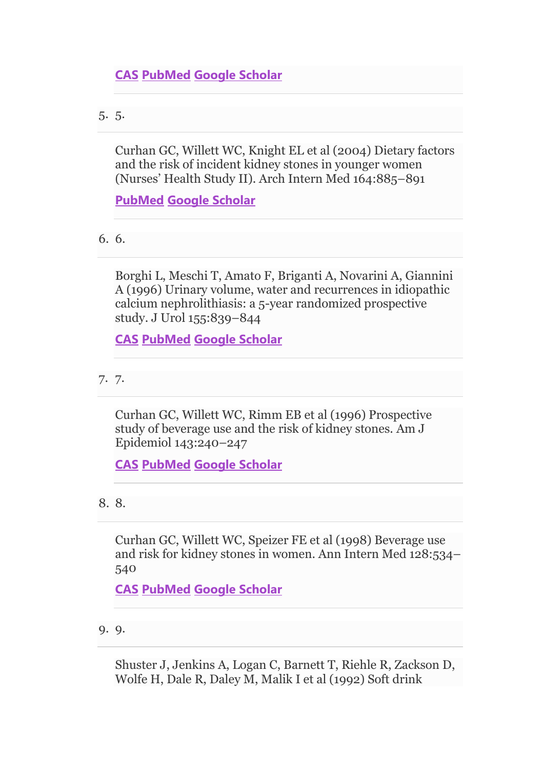CAS PubMed Google Scholar

5. 5.

   Curhan GC, Willett WC, Knight EL et al (2004) Dietary factors and the risk of incident kidney stones in younger women (Nurses' Health Study II). Arch Intern Med 164:885–891

   PubMed Google Scholar

6. 6.

   Borghi L, Meschi T, Amato F, Briganti A, Novarini A, Giannini A (1996) Urinary volume, water and recurrences in idiopathic calcium nephrolithiasis: a 5-year randomized prospective study. J Urol 155:839–844

   CAS PubMed Google Scholar

7. 7.

   Curhan GC, Willett WC, Rimm EB et al (1996) Prospective study of beverage use and the risk of kidney stones. Am J Epidemiol 143:240–247

   CAS PubMed Google Scholar

8. 8.

   Curhan GC, Willett WC, Speizer FE et al (1998) Beverage use and risk for kidney stones in women. Ann Intern Med 128:534–540

   CAS PubMed Google Scholar

9. 9.

   Shuster J, Jenkins A, Logan C, Barnett T, Riehle R, Zackson D, Wolfe H, Dale R, Daley M, Malik I et al (1992) Soft drink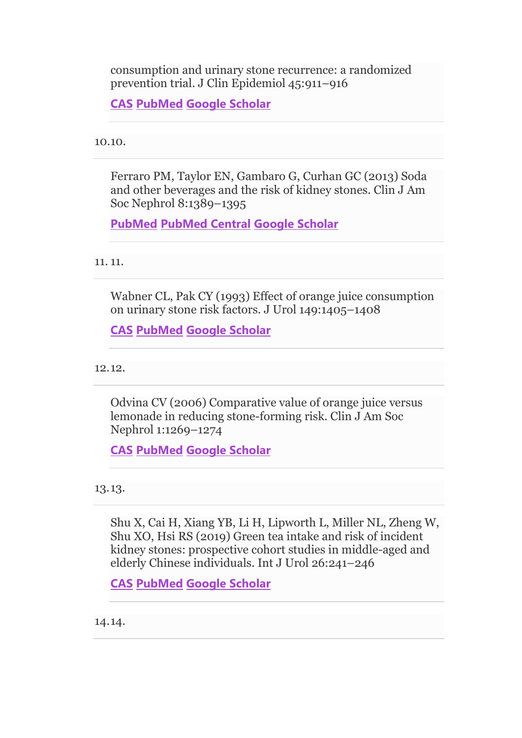consumption and urinary stone recurrence: a randomized prevention trial. J Clin Epidemiol 45:911–916

CAS PubMed Google Scholar

10. 10.

Ferraro PM, Taylor EN, Gambaro G, Curhan GC (2013) Soda and other beverages and the risk of kidney stones. Clin J Am Soc Nephrol 8:1389–1395

PubMed PubMed Central Google Scholar

11. 11.

Wabner CL, Pak CY (1993) Effect of orange juice consumption on urinary stone risk factors. J Urol 149:1405–1408

CAS PubMed Google Scholar

12. 12.

Odvina CV (2006) Comparative value of orange juice versus lemonade in reducing stone-forming risk. Clin J Am Soc Nephrol 1:1269–1274

CAS PubMed Google Scholar

13. 13.

Shu X, Cai H, Xiang YB, Li H, Lipworth L, Miller NL, Zheng W, Shu XO, Hsi RS (2019) Green tea intake and risk of incident kidney stones: prospective cohort studies in middle-aged and elderly Chinese individuals. Int J Urol 26:241–246

CAS PubMed Google Scholar

14. 14.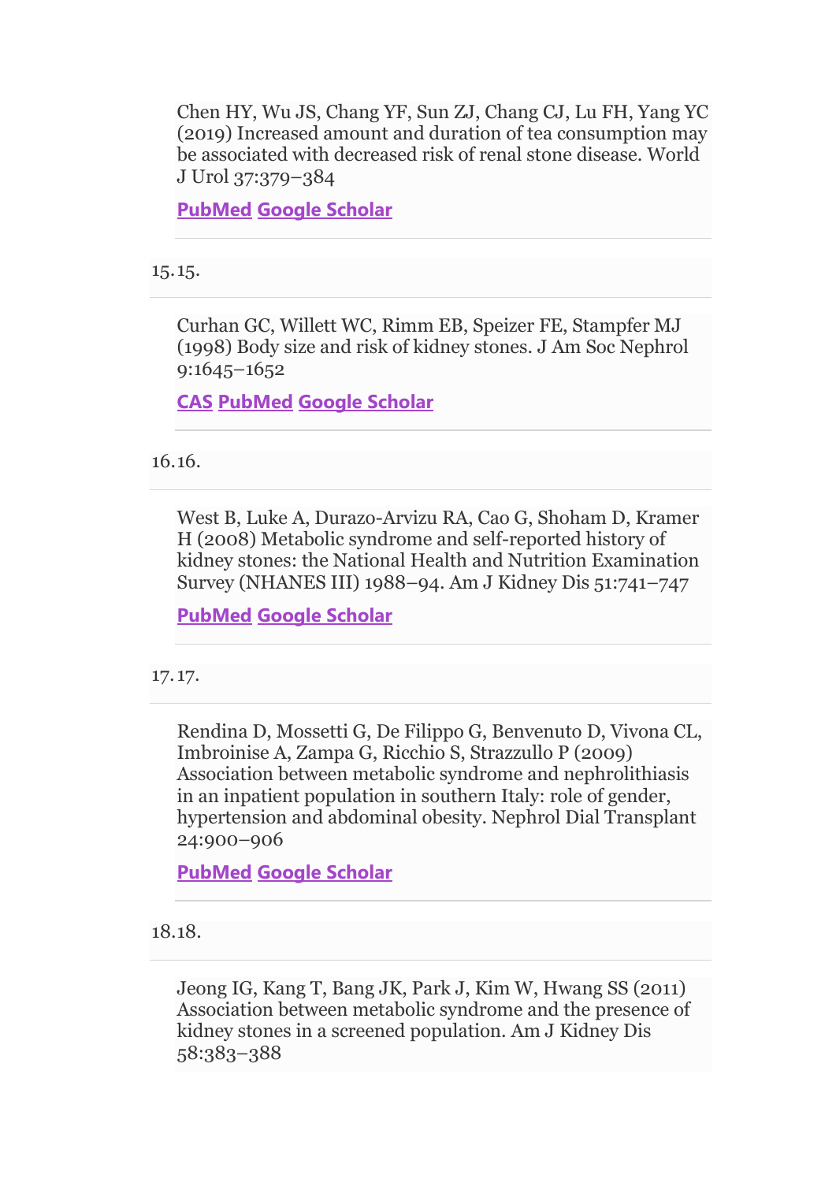Chen HY, Wu JS, Chang YF, Sun ZJ, Chang CJ, Lu FH, Yang YC (2019) Increased amount and duration of tea consumption may be associated with decreased risk of renal stone disease. World J Urol 37:379–384

PubMed Google Scholar

15. 15.

Curhan GC, Willett WC, Rimm EB, Speizer FE, Stampfer MJ (1998) Body size and risk of kidney stones. J Am Soc Nephrol 9:1645–1652

CAS PubMed Google Scholar

16. 16.

West B, Luke A, Durazo-Arvizu RA, Cao G, Shoham D, Kramer H (2008) Metabolic syndrome and self-reported history of kidney stones: the National Health and Nutrition Examination Survey (NHANES III) 1988–94. Am J Kidney Dis 51:741–747

PubMed Google Scholar

17. 17.

Rendina D, Mossetti G, De Filippo G, Benvenuto D, Vivona CL, Imbroinise A, Zampa G, Ricchio S, Strazzullo P (2009) Association between metabolic syndrome and nephrolithiasis in an inpatient population in southern Italy: role of gender, hypertension and abdominal obesity. Nephrol Dial Transplant 24:900–906

PubMed Google Scholar

18. 18.

Jeong IG, Kang T, Bang JK, Park J, Kim W, Hwang SS (2011) Association between metabolic syndrome and the presence of kidney stones in a screened population. Am J Kidney Dis 58:383–388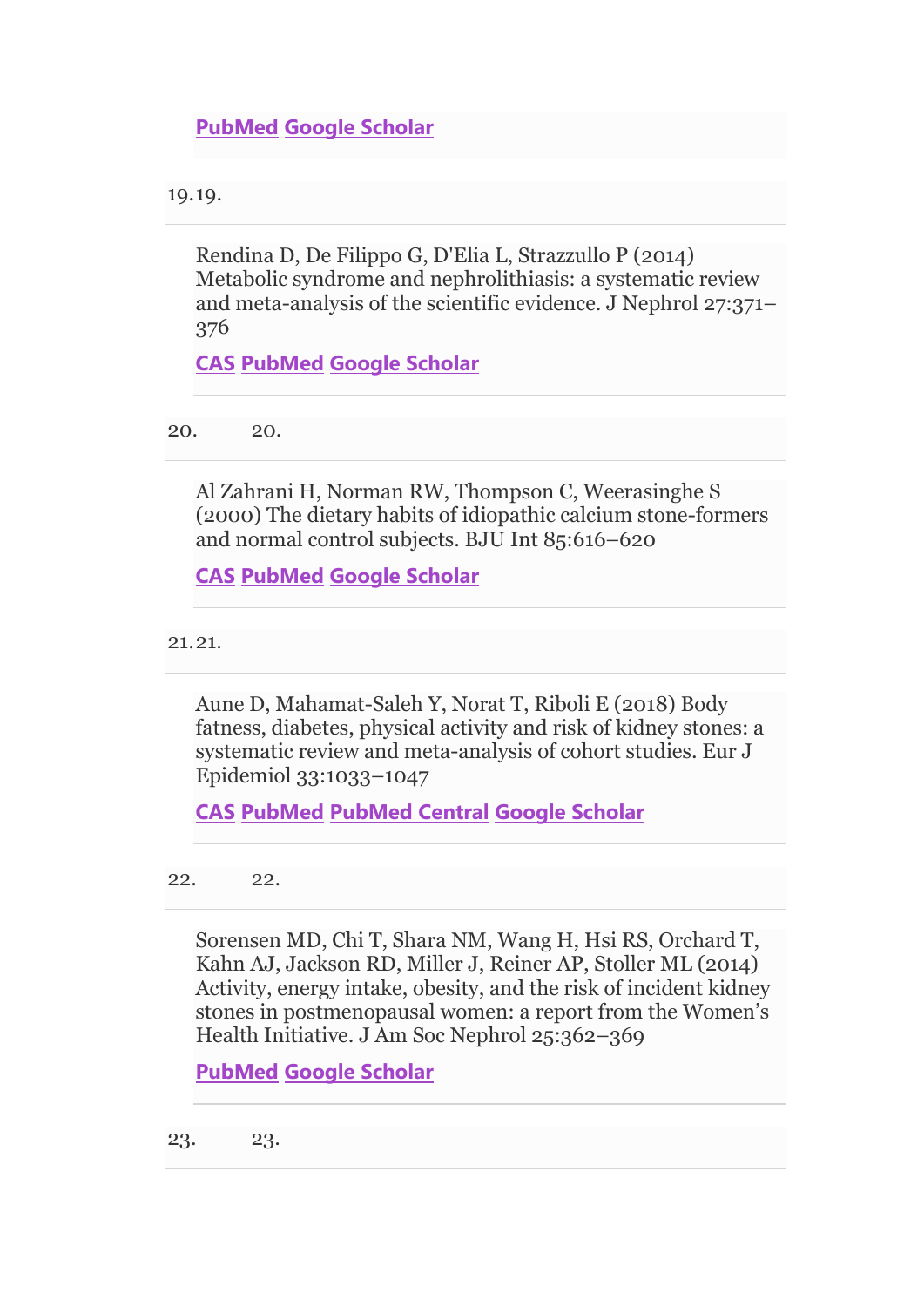PubMed Google Scholar

19. Rendina D, De Filippo G, D'Elia L, Strazzullo P (2014) Metabolic syndrome and nephrolithiasis: a systematic review and meta-analysis of the scientific evidence. J Nephrol 27:371–376

    CAS PubMed Google Scholar

20. Al Zahrani H, Norman RW, Thompson C, Weerasinghe S (2000) The dietary habits of idiopathic calcium stone-formers and normal control subjects. BJU Int 85:616–620

    CAS PubMed Google Scholar

21. Aune D, Mahamat-Saleh Y, Norat T, Riboli E (2018) Body fatness, diabetes, physical activity and risk of kidney stones: a systematic review and meta-analysis of cohort studies. Eur J Epidemiol 33:1033–1047

    CAS PubMed PubMed Central Google Scholar

22. Sorensen MD, Chi T, Shara NM, Wang H, Hsi RS, Orchard T, Kahn AJ, Jackson RD, Miller J, Reiner AP, Stoller ML (2014) Activity, energy intake, obesity, and the risk of incident kidney stones in postmenopausal women: a report from the Women's Health Initiative. J Am Soc Nephrol 25:362–369

    PubMed Google Scholar

23.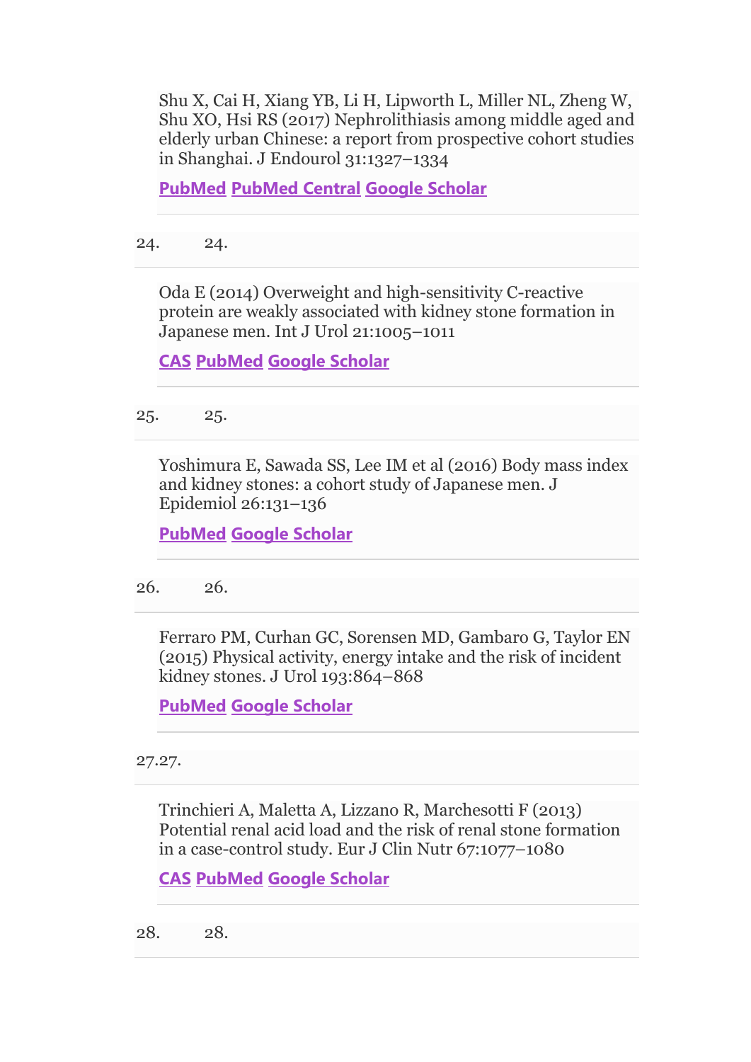Shu X, Cai H, Xiang YB, Li H, Lipworth L, Miller NL, Zheng W, Shu XO, Hsi RS (2017) Nephrolithiasis among middle aged and elderly urban Chinese: a report from prospective cohort studies in Shanghai. J Endourol 31:1327–1334

PubMed PubMed Central Google Scholar

24. 24.

Oda E (2014) Overweight and high-sensitivity C-reactive protein are weakly associated with kidney stone formation in Japanese men. Int J Urol 21:1005–1011

CAS PubMed Google Scholar

25. 25.

Yoshimura E, Sawada SS, Lee IM et al (2016) Body mass index and kidney stones: a cohort study of Japanese men. J Epidemiol 26:131–136

PubMed Google Scholar

26. 26.

Ferraro PM, Curhan GC, Sorensen MD, Gambaro G, Taylor EN (2015) Physical activity, energy intake and the risk of incident kidney stones. J Urol 193:864–868

PubMed Google Scholar

27.27.

Trinchieri A, Maletta A, Lizzano R, Marchesotti F (2013) Potential renal acid load and the risk of renal stone formation in a case-control study. Eur J Clin Nutr 67:1077–1080

CAS PubMed Google Scholar

28. 28.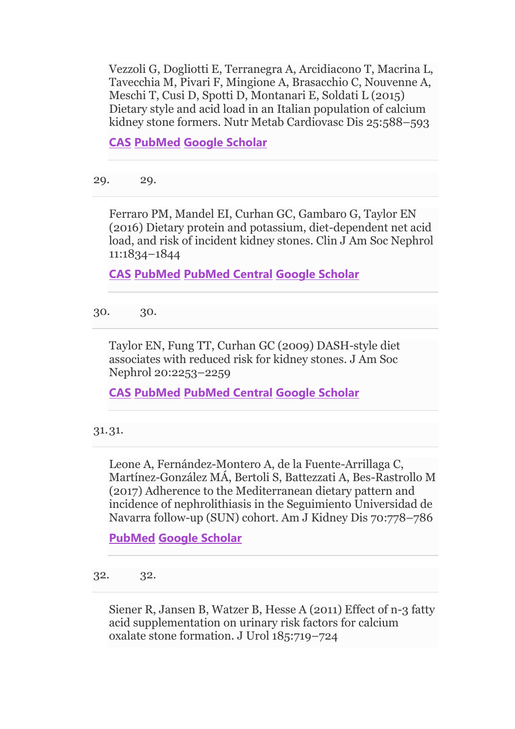Vezzoli G, Dogliotti E, Terranegra A, Arcidiacono T, Macrina L, Tavecchia M, Pivari F, Mingione A, Brasacchio C, Nouvenne A, Meschi T, Cusi D, Spotti D, Montanari E, Soldati L (2015) Dietary style and acid load in an Italian population of calcium kidney stone formers. Nutr Metab Cardiovasc Dis 25:588–593

CAS PubMed Google Scholar

29. Ferraro PM, Mandel EI, Curhan GC, Gambaro G, Taylor EN (2016) Dietary protein and potassium, diet-dependent net acid load, and risk of incident kidney stones. Clin J Am Soc Nephrol 11:1834–1844

CAS PubMed PubMed Central Google Scholar

30. Taylor EN, Fung TT, Curhan GC (2009) DASH-style diet associates with reduced risk for kidney stones. J Am Soc Nephrol 20:2253–2259

CAS PubMed PubMed Central Google Scholar

31. Leone A, Fernández-Montero A, de la Fuente-Arrillaga C, Martínez-González MÁ, Bertoli S, Battezzati A, Bes-Rastrollo M (2017) Adherence to the Mediterranean dietary pattern and incidence of nephrolithiasis in the Seguimiento Universidad de Navarra follow-up (SUN) cohort. Am J Kidney Dis 70:778–786

PubMed Google Scholar

32. Siener R, Jansen B, Watzer B, Hesse A (2011) Effect of n-3 fatty acid supplementation on urinary risk factors for calcium oxalate stone formation. J Urol 185:719–724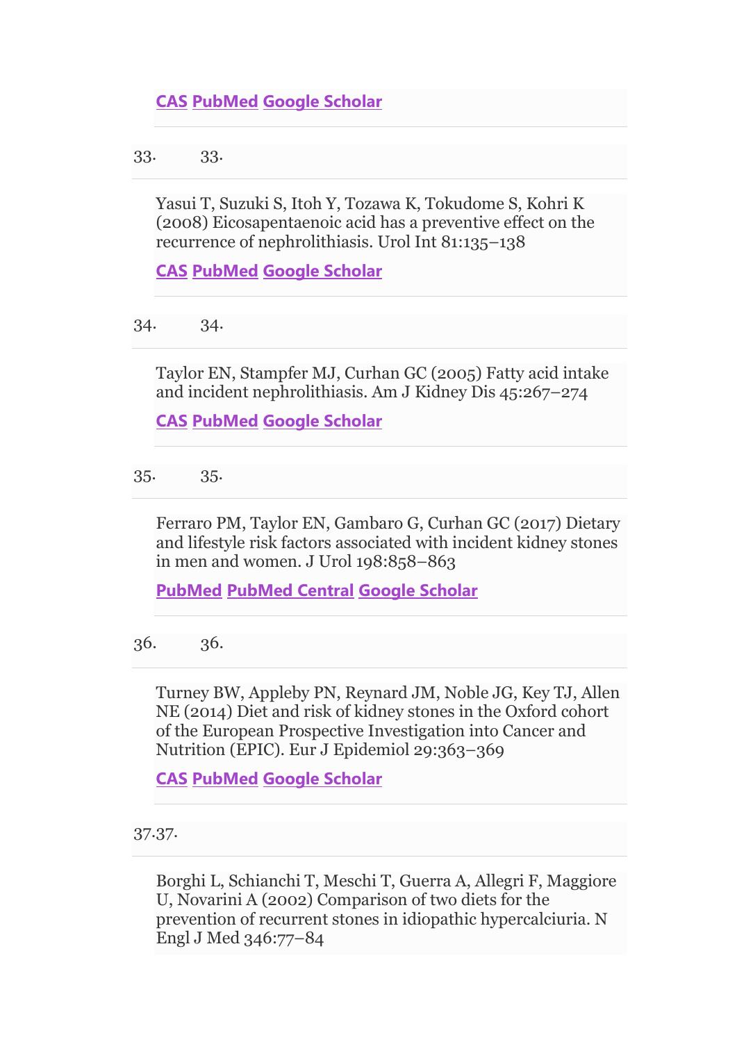CAS PubMed Google Scholar

33. 33.

Yasui T, Suzuki S, Itoh Y, Tozawa K, Tokudome S, Kohri K (2008) Eicosapentaenoic acid has a preventive effect on the recurrence of nephrolithiasis. Urol Int 81:135–138

CAS PubMed Google Scholar

34. 34.

Taylor EN, Stampfer MJ, Curhan GC (2005) Fatty acid intake and incident nephrolithiasis. Am J Kidney Dis 45:267–274

CAS PubMed Google Scholar

35. 35.

Ferraro PM, Taylor EN, Gambaro G, Curhan GC (2017) Dietary and lifestyle risk factors associated with incident kidney stones in men and women. J Urol 198:858–863

PubMed PubMed Central Google Scholar

36. 36.

Turney BW, Appleby PN, Reynard JM, Noble JG, Key TJ, Allen NE (2014) Diet and risk of kidney stones in the Oxford cohort of the European Prospective Investigation into Cancer and Nutrition (EPIC). Eur J Epidemiol 29:363–369

CAS PubMed Google Scholar

37. 37.

Borghi L, Schianchi T, Meschi T, Guerra A, Allegri F, Maggiore U, Novarini A (2002) Comparison of two diets for the prevention of recurrent stones in idiopathic hypercalciuria. N Engl J Med 346:77–84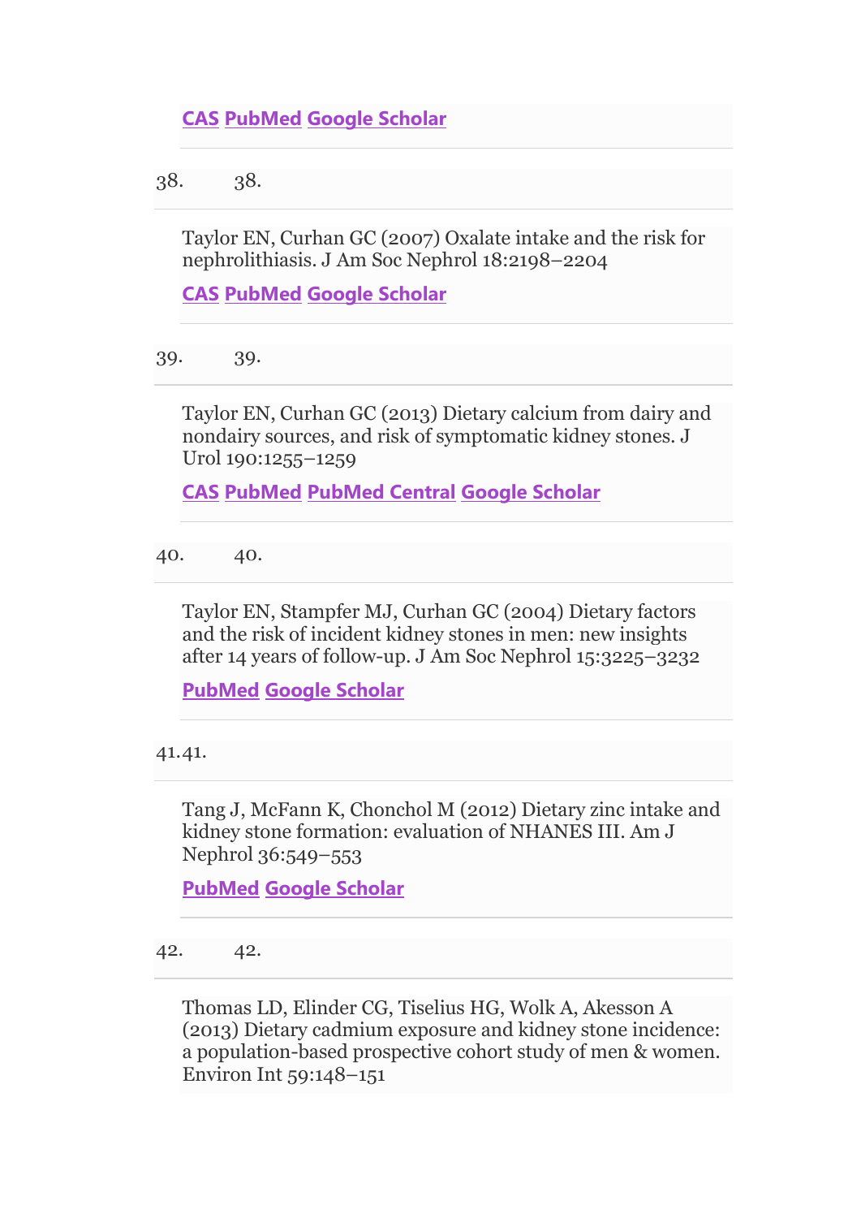CAS PubMed Google Scholar

38. Taylor EN, Curhan GC (2007) Oxalate intake and the risk for nephrolithiasis. J Am Soc Nephrol 18:2198–2204

CAS PubMed Google Scholar

39. Taylor EN, Curhan GC (2013) Dietary calcium from dairy and nondairy sources, and risk of symptomatic kidney stones. J Urol 190:1255–1259

CAS PubMed PubMed Central Google Scholar

40. Taylor EN, Stampfer MJ, Curhan GC (2004) Dietary factors and the risk of incident kidney stones in men: new insights after 14 years of follow-up. J Am Soc Nephrol 15:3225–3232

PubMed Google Scholar

41. Tang J, McFann K, Chonchol M (2012) Dietary zinc intake and kidney stone formation: evaluation of NHANES III. Am J Nephrol 36:549–553

PubMed Google Scholar

42. Thomas LD, Elinder CG, Tiselius HG, Wolk A, Akesson A (2013) Dietary cadmium exposure and kidney stone incidence: a population-based prospective cohort study of men & women. Environ Int 59:148–151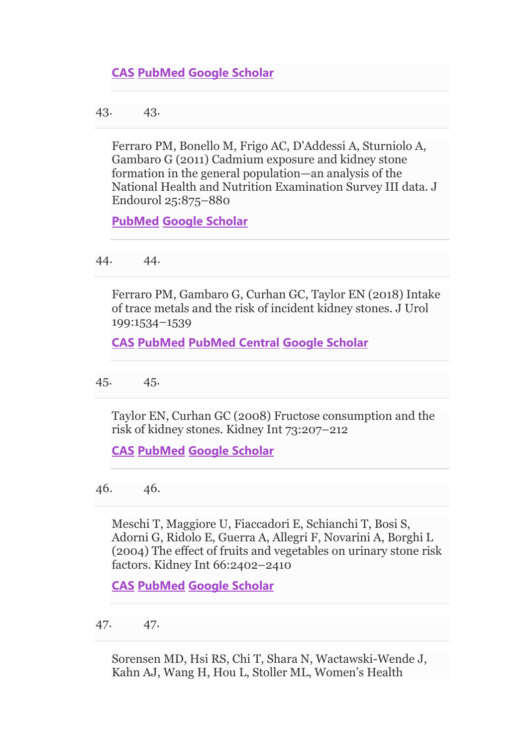CAS PubMed Google Scholar

43. 43.

Ferraro PM, Bonello M, Frigo AC, D'Addessi A, Sturniolo A, Gambaro G (2011) Cadmium exposure and kidney stone formation in the general population—an analysis of the National Health and Nutrition Examination Survey III data. J Endourol 25:875–880

PubMed Google Scholar

44. 44.

Ferraro PM, Gambaro G, Curhan GC, Taylor EN (2018) Intake of trace metals and the risk of incident kidney stones. J Urol 199:1534–1539

CAS PubMed PubMed Central Google Scholar

45. 45.

Taylor EN, Curhan GC (2008) Fructose consumption and the risk of kidney stones. Kidney Int 73:207–212

CAS PubMed Google Scholar

46. 46.

Meschi T, Maggiore U, Fiaccadori E, Schianchi T, Bosi S, Adorni G, Ridolo E, Guerra A, Allegri F, Novarini A, Borghi L (2004) The effect of fruits and vegetables on urinary stone risk factors. Kidney Int 66:2402–2410

CAS PubMed Google Scholar

47. 47.

Sorensen MD, Hsi RS, Chi T, Shara N, Wactawski-Wende J, Kahn AJ, Wang H, Hou L, Stoller ML, Women's Health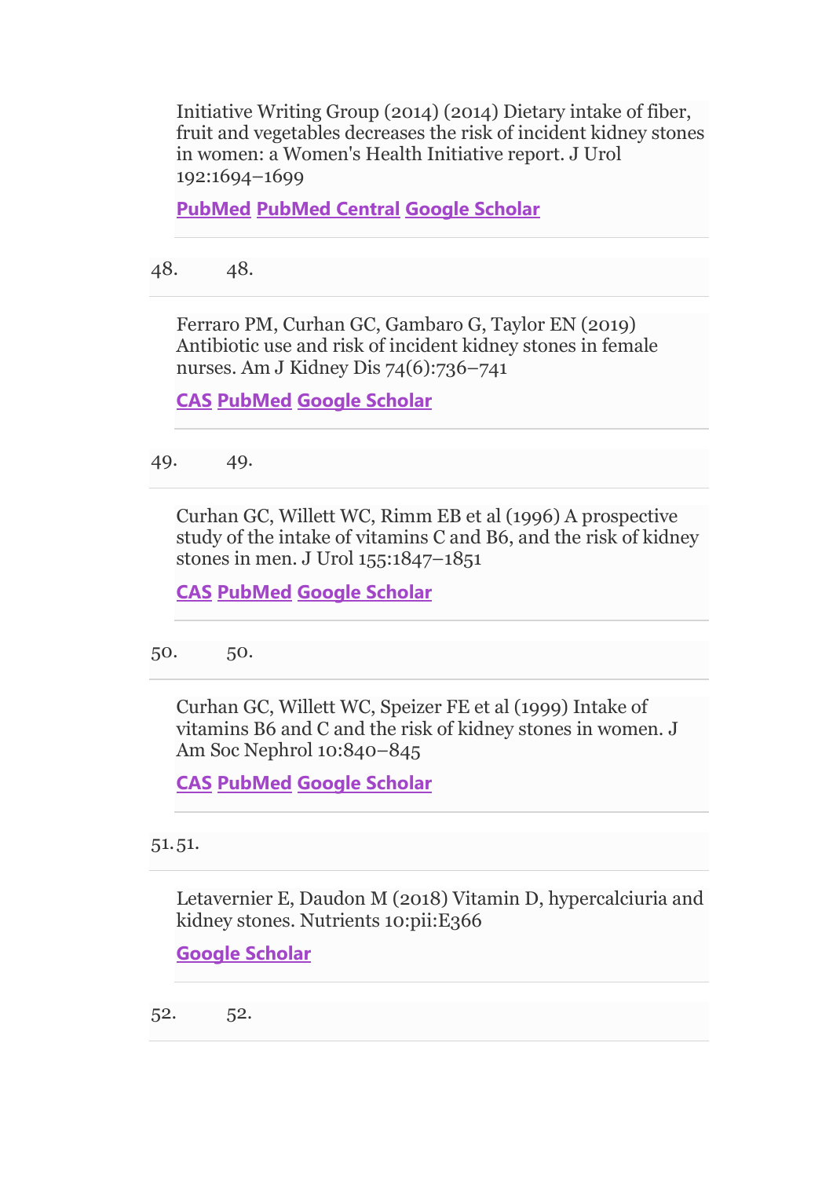Initiative Writing Group (2014) (2014) Dietary intake of fiber, fruit and vegetables decreases the risk of incident kidney stones in women: a Women's Health Initiative report. J Urol 192:1694–1699

PubMed PubMed Central Google Scholar

48. 48.

Ferraro PM, Curhan GC, Gambaro G, Taylor EN (2019) Antibiotic use and risk of incident kidney stones in female nurses. Am J Kidney Dis 74(6):736–741

CAS PubMed Google Scholar

49. 49.

Curhan GC, Willett WC, Rimm EB et al (1996) A prospective study of the intake of vitamins C and B6, and the risk of kidney stones in men. J Urol 155:1847–1851

CAS PubMed Google Scholar

50. 50.

Curhan GC, Willett WC, Speizer FE et al (1999) Intake of vitamins B6 and C and the risk of kidney stones in women. J Am Soc Nephrol 10:840–845

CAS PubMed Google Scholar

51. 51.

Letavernier E, Daudon M (2018) Vitamin D, hypercalciuria and kidney stones. Nutrients 10:pii:E366

Google Scholar

52. 52.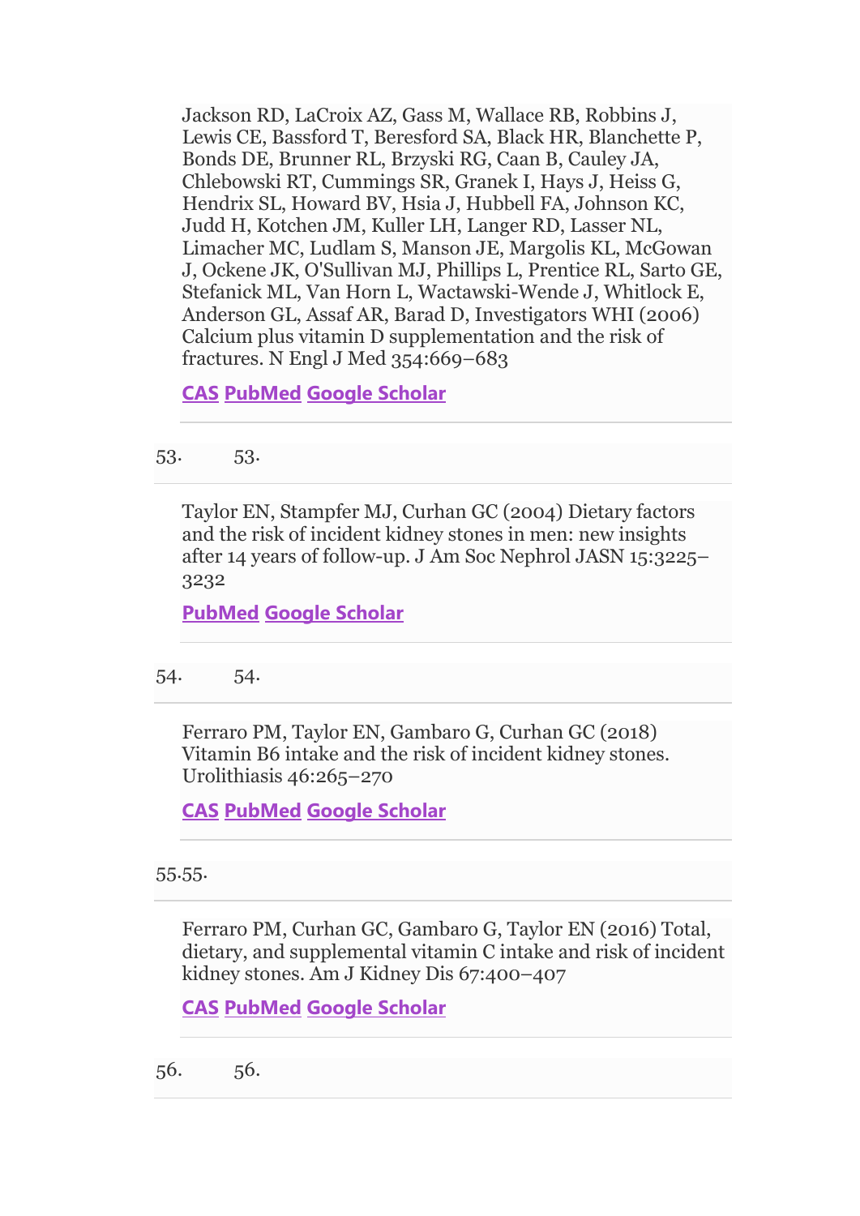Jackson RD, LaCroix AZ, Gass M, Wallace RB, Robbins J, Lewis CE, Bassford T, Beresford SA, Black HR, Blanchette P, Bonds DE, Brunner RL, Brzyski RG, Caan B, Cauley JA, Chlebowski RT, Cummings SR, Granek I, Hays J, Heiss G, Hendrix SL, Howard BV, Hsia J, Hubbell FA, Johnson KC, Judd H, Kotchen JM, Kuller LH, Langer RD, Lasser NL, Limacher MC, Ludlam S, Manson JE, Margolis KL, McGowan J, Ockene JK, O'Sullivan MJ, Phillips L, Prentice RL, Sarto GE, Stefanick ML, Van Horn L, Wactawski-Wende J, Whitlock E, Anderson GL, Assaf AR, Barad D, Investigators WHI (2006) Calcium plus vitamin D supplementation and the risk of fractures. N Engl J Med 354:669–683

CAS PubMed Google Scholar

53. 53.

Taylor EN, Stampfer MJ, Curhan GC (2004) Dietary factors and the risk of incident kidney stones in men: new insights after 14 years of follow-up. J Am Soc Nephrol JASN 15:3225–3232

PubMed Google Scholar

54. 54.

Ferraro PM, Taylor EN, Gambaro G, Curhan GC (2018) Vitamin B6 intake and the risk of incident kidney stones. Urolithiasis 46:265–270

CAS PubMed Google Scholar

55.55.

Ferraro PM, Curhan GC, Gambaro G, Taylor EN (2016) Total, dietary, and supplemental vitamin C intake and risk of incident kidney stones. Am J Kidney Dis 67:400–407

CAS PubMed Google Scholar

56. 56.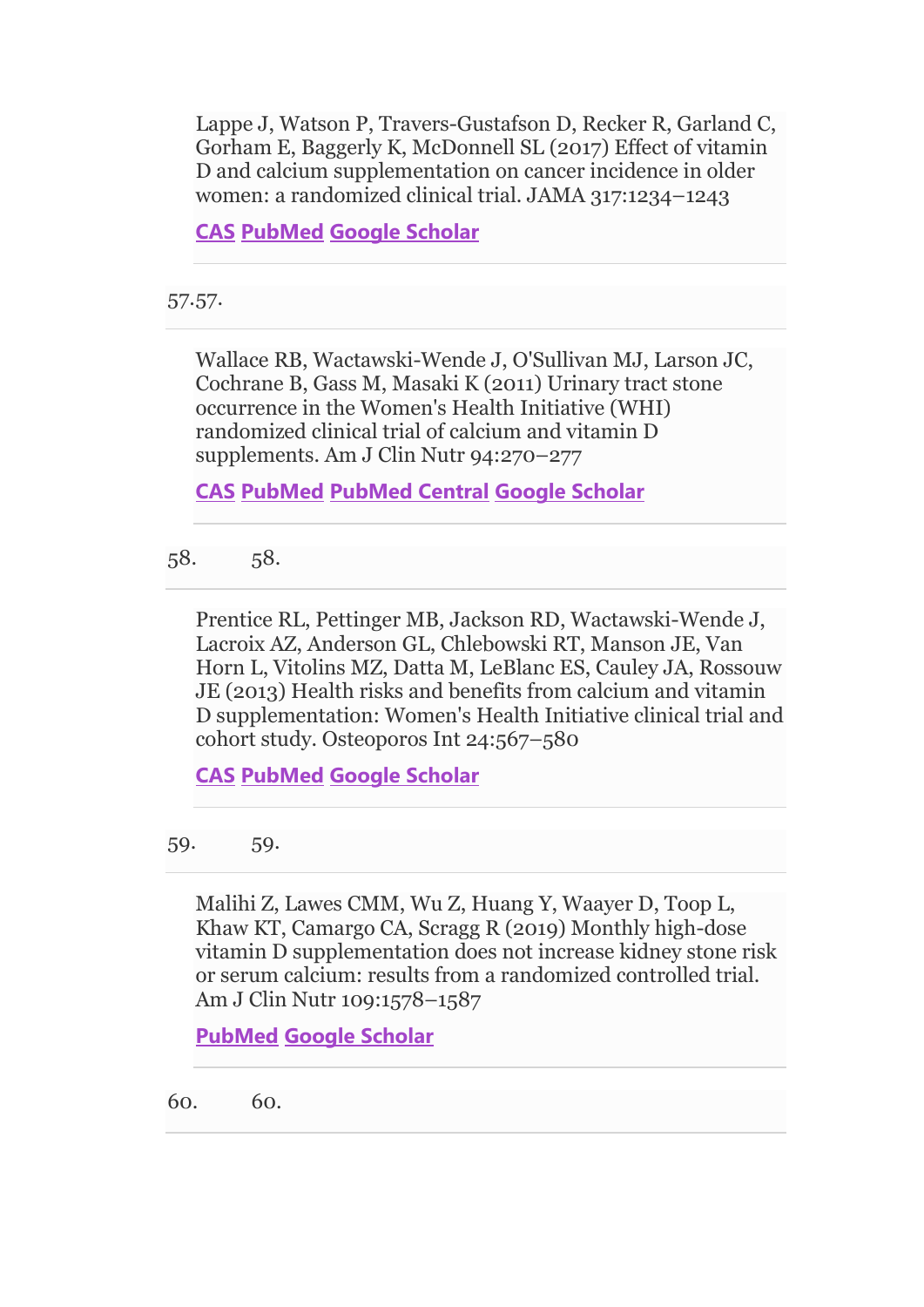Lappe J, Watson P, Travers-Gustafson D, Recker R, Garland C, Gorham E, Baggerly K, McDonnell SL (2017) Effect of vitamin D and calcium supplementation on cancer incidence in older women: a randomized clinical trial. JAMA 317:1234–1243

CAS PubMed Google Scholar

57.57.

Wallace RB, Wactawski-Wende J, O'Sullivan MJ, Larson JC, Cochrane B, Gass M, Masaki K (2011) Urinary tract stone occurrence in the Women's Health Initiative (WHI) randomized clinical trial of calcium and vitamin D supplements. Am J Clin Nutr 94:270–277

CAS PubMed PubMed Central Google Scholar

58. 58.

Prentice RL, Pettinger MB, Jackson RD, Wactawski-Wende J, Lacroix AZ, Anderson GL, Chlebowski RT, Manson JE, Van Horn L, Vitolins MZ, Datta M, LeBlanc ES, Cauley JA, Rossouw JE (2013) Health risks and benefits from calcium and vitamin D supplementation: Women's Health Initiative clinical trial and cohort study. Osteoporos Int 24:567–580

CAS PubMed Google Scholar

59. 59.

Malihi Z, Lawes CMM, Wu Z, Huang Y, Waayer D, Toop L, Khaw KT, Camargo CA, Scragg R (2019) Monthly high-dose vitamin D supplementation does not increase kidney stone risk or serum calcium: results from a randomized controlled trial. Am J Clin Nutr 109:1578–1587

PubMed Google Scholar

60. 60.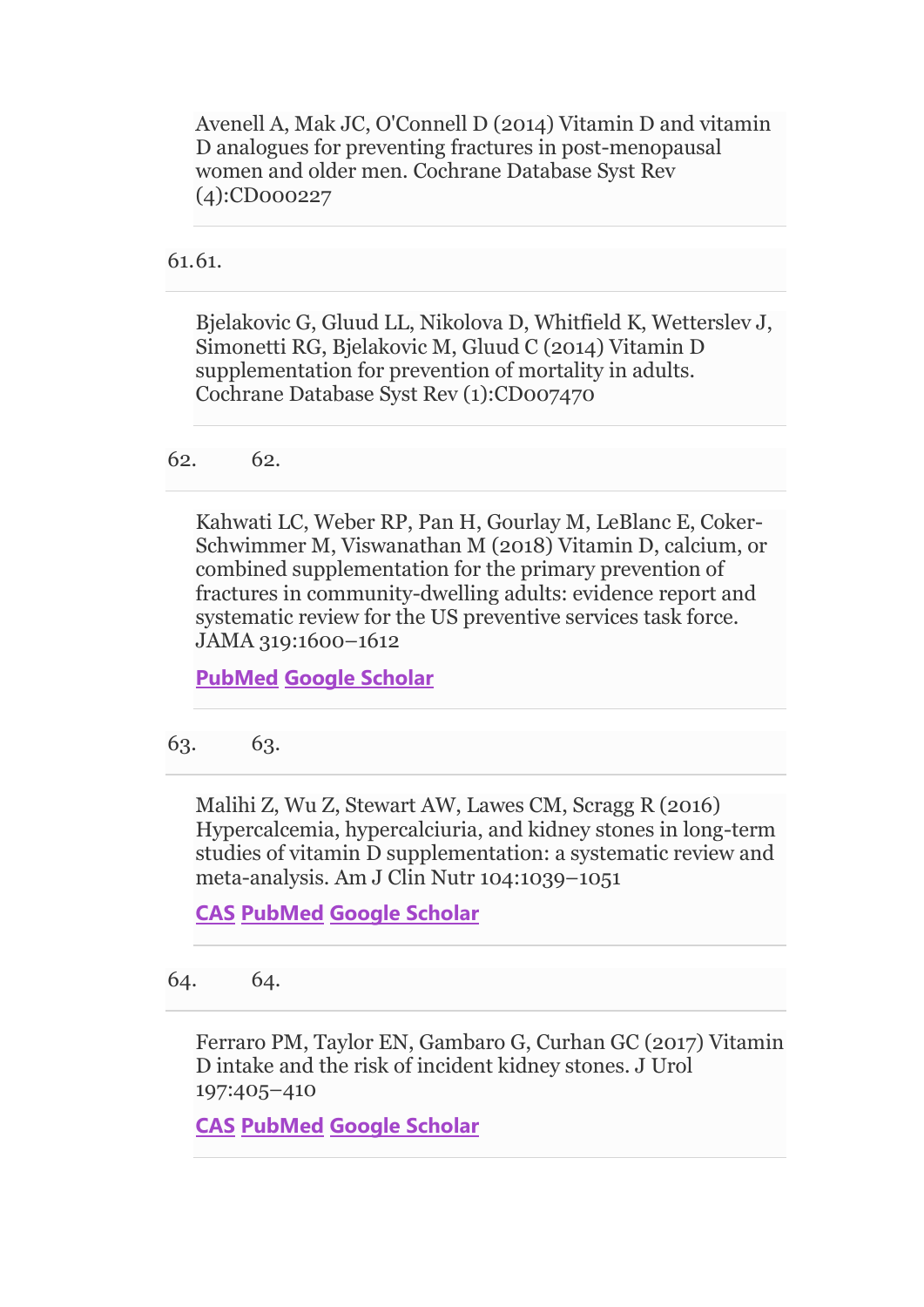Avenell A, Mak JC, O'Connell D (2014) Vitamin D and vitamin D analogues for preventing fractures in post-menopausal women and older men. Cochrane Database Syst Rev (4):CD000227

61.61.

Bjelakovic G, Gluud LL, Nikolova D, Whitfield K, Wetterslev J, Simonetti RG, Bjelakovic M, Gluud C (2014) Vitamin D supplementation for prevention of mortality in adults. Cochrane Database Syst Rev (1):CD007470

62. 62.

Kahwati LC, Weber RP, Pan H, Gourlay M, LeBlanc E, Coker-Schwimmer M, Viswanathan M (2018) Vitamin D, calcium, or combined supplementation for the primary prevention of fractures in community-dwelling adults: evidence report and systematic review for the US preventive services task force. JAMA 319:1600–1612

**PubMed** **Google Scholar**

63. 63.

Malihi Z, Wu Z, Stewart AW, Lawes CM, Scragg R (2016) Hypercalcemia, hypercalciuria, and kidney stones in long-term studies of vitamin D supplementation: a systematic review and meta-analysis. Am J Clin Nutr 104:1039–1051

**CAS** **PubMed** **Google Scholar**

64. 64.

Ferraro PM, Taylor EN, Gambaro G, Curhan GC (2017) Vitamin D intake and the risk of incident kidney stones. J Urol 197:405–410

**CAS** **PubMed** **Google Scholar**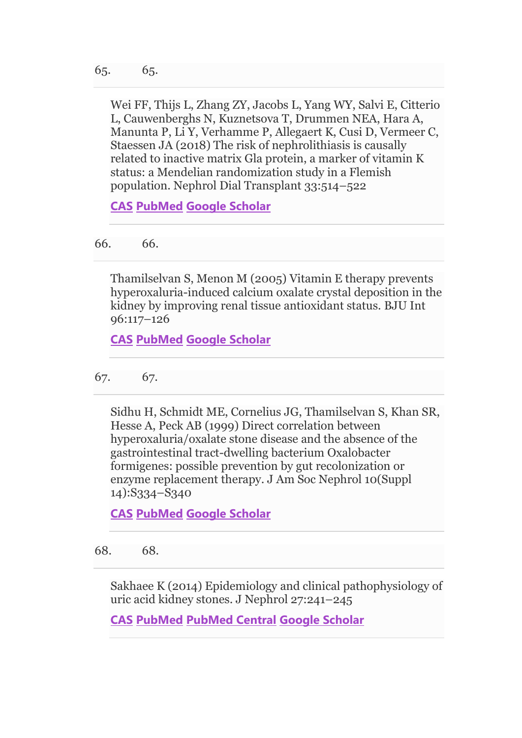65. 65.

Wei FF, Thijs L, Zhang ZY, Jacobs L, Yang WY, Salvi E, Citterio L, Cauwenberghs N, Kuznetsova T, Drummen NEA, Hara A, Manunta P, Li Y, Verhamme P, Allegaert K, Cusi D, Vermeer C, Staessen JA (2018) The risk of nephrolithiasis is causally related to inactive matrix Gla protein, a marker of vitamin K status: a Mendelian randomization study in a Flemish population. Nephrol Dial Transplant 33:514–522

CAS PubMed Google Scholar

66. 66.

Thamilselvan S, Menon M (2005) Vitamin E therapy prevents hyperoxaluria-induced calcium oxalate crystal deposition in the kidney by improving renal tissue antioxidant status. BJU Int 96:117–126

CAS PubMed Google Scholar

67. 67.

Sidhu H, Schmidt ME, Cornelius JG, Thamilselvan S, Khan SR, Hesse A, Peck AB (1999) Direct correlation between hyperoxaluria/oxalate stone disease and the absence of the gastrointestinal tract-dwelling bacterium Oxalobacter formigenes: possible prevention by gut recolonization or enzyme replacement therapy. J Am Soc Nephrol 10(Suppl 14):S334–S340

CAS PubMed Google Scholar

68. 68.

Sakhaee K (2014) Epidemiology and clinical pathophysiology of uric acid kidney stones. J Nephrol 27:241–245

CAS PubMed PubMed Central Google Scholar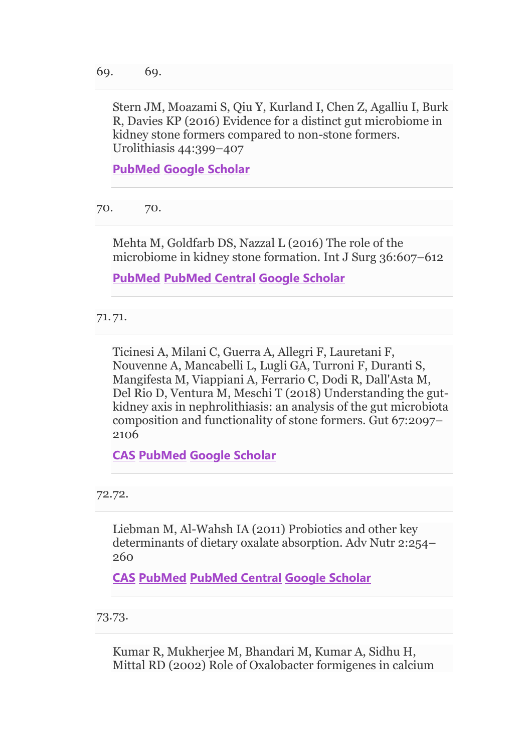69. 69.

Stern JM, Moazami S, Qiu Y, Kurland I, Chen Z, Agalliu I, Burk R, Davies KP (2016) Evidence for a distinct gut microbiome in kidney stone formers compared to non-stone formers. Urolithiasis 44:399–407

PubMed Google Scholar

70. 70.

Mehta M, Goldfarb DS, Nazzal L (2016) The role of the microbiome in kidney stone formation. Int J Surg 36:607–612

PubMed PubMed Central Google Scholar

71. 71.

Ticinesi A, Milani C, Guerra A, Allegri F, Lauretani F, Nouvenne A, Mancabelli L, Lugli GA, Turroni F, Duranti S, Mangifesta M, Viappiani A, Ferrario C, Dodi R, Dall'Asta M, Del Rio D, Ventura M, Meschi T (2018) Understanding the gut-kidney axis in nephrolithiasis: an analysis of the gut microbiota composition and functionality of stone formers. Gut 67:2097–2106

CAS PubMed Google Scholar

72. 72.

Liebman M, Al-Wahsh IA (2011) Probiotics and other key determinants of dietary oxalate absorption. Adv Nutr 2:254–260

CAS PubMed PubMed Central Google Scholar

73. 73.

Kumar R, Mukherjee M, Bhandari M, Kumar A, Sidhu H, Mittal RD (2002) Role of Oxalobacter formigenes in calcium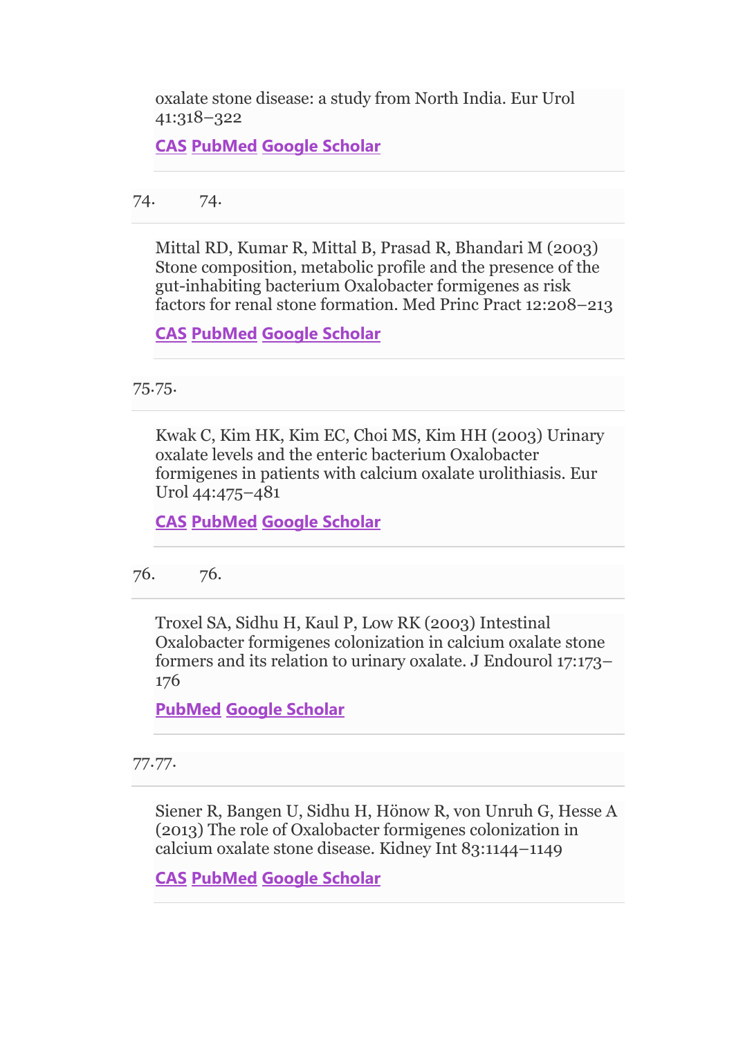oxalate stone disease: a study from North India. Eur Urol 41:318–322

CAS PubMed Google Scholar

74. Mittal RD, Kumar R, Mittal B, Prasad R, Bhandari M (2003) Stone composition, metabolic profile and the presence of the gut-inhabiting bacterium Oxalobacter formigenes as risk factors for renal stone formation. Med Princ Pract 12:208–213

CAS PubMed Google Scholar

75. Kwak C, Kim HK, Kim EC, Choi MS, Kim HH (2003) Urinary oxalate levels and the enteric bacterium Oxalobacter formigenes in patients with calcium oxalate urolithiasis. Eur Urol 44:475–481

CAS PubMed Google Scholar

76. Troxel SA, Sidhu H, Kaul P, Low RK (2003) Intestinal Oxalobacter formigenes colonization in calcium oxalate stone formers and its relation to urinary oxalate. J Endourol 17:173–176

PubMed Google Scholar

77. Siener R, Bangen U, Sidhu H, Hönow R, von Unruh G, Hesse A (2013) The role of Oxalobacter formigenes colonization in calcium oxalate stone disease. Kidney Int 83:1144–1149

CAS PubMed Google Scholar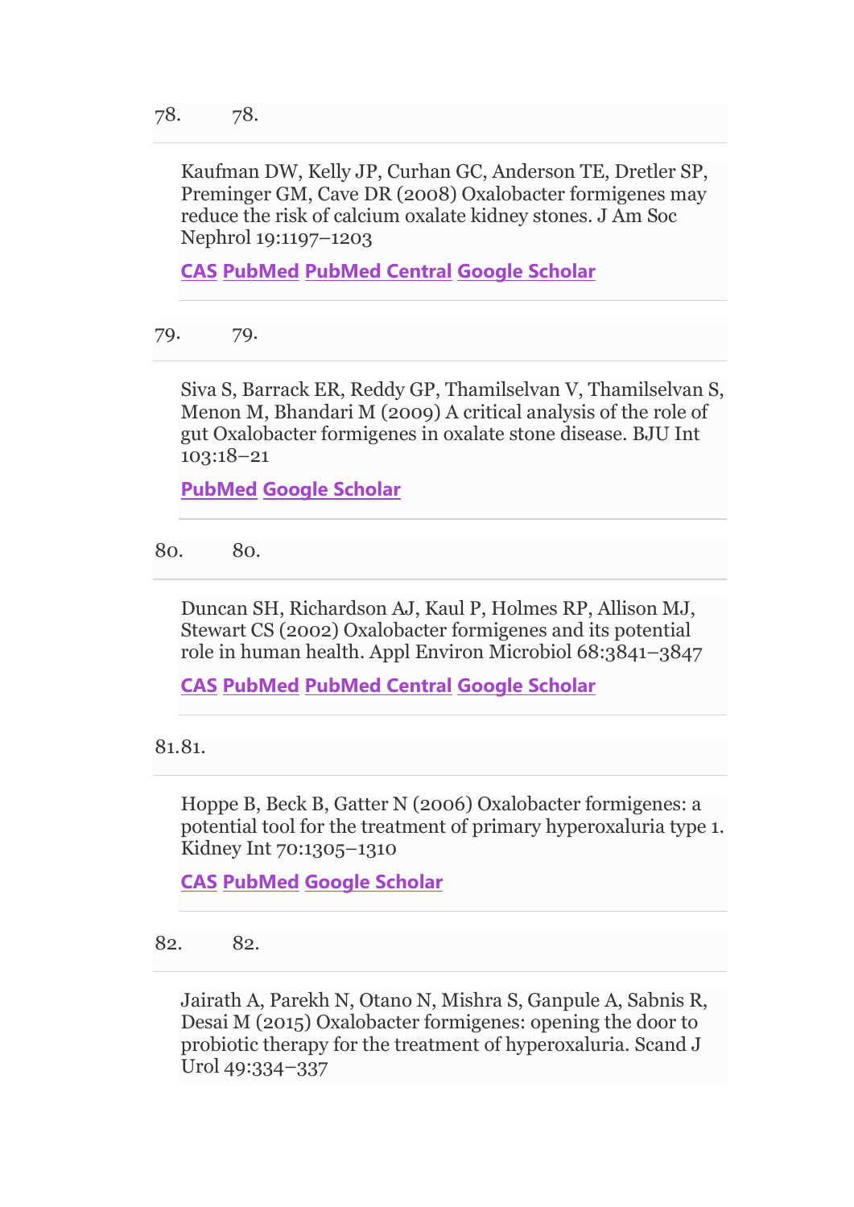78. 78.

Kaufman DW, Kelly JP, Curhan GC, Anderson TE, Dretler SP, Preminger GM, Cave DR (2008) Oxalobacter formigenes may reduce the risk of calcium oxalate kidney stones. J Am Soc Nephrol 19:1197–1203

CAS PubMed PubMed Central Google Scholar

79. 79.

Siva S, Barrack ER, Reddy GP, Thamilselvan V, Thamilselvan S, Menon M, Bhandari M (2009) A critical analysis of the role of gut Oxalobacter formigenes in oxalate stone disease. BJU Int 103:18–21

PubMed Google Scholar

80. 80.

Duncan SH, Richardson AJ, Kaul P, Holmes RP, Allison MJ, Stewart CS (2002) Oxalobacter formigenes and its potential role in human health. Appl Environ Microbiol 68:3841–3847

CAS PubMed PubMed Central Google Scholar

81. 81.

Hoppe B, Beck B, Gatter N (2006) Oxalobacter formigenes: a potential tool for the treatment of primary hyperoxaluria type 1. Kidney Int 70:1305–1310

CAS PubMed Google Scholar

82. 82.

Jairath A, Parekh N, Otano N, Mishra S, Ganpule A, Sabnis R, Desai M (2015) Oxalobacter formigenes: opening the door to probiotic therapy for the treatment of hyperoxaluria. Scand J Urol 49:334–337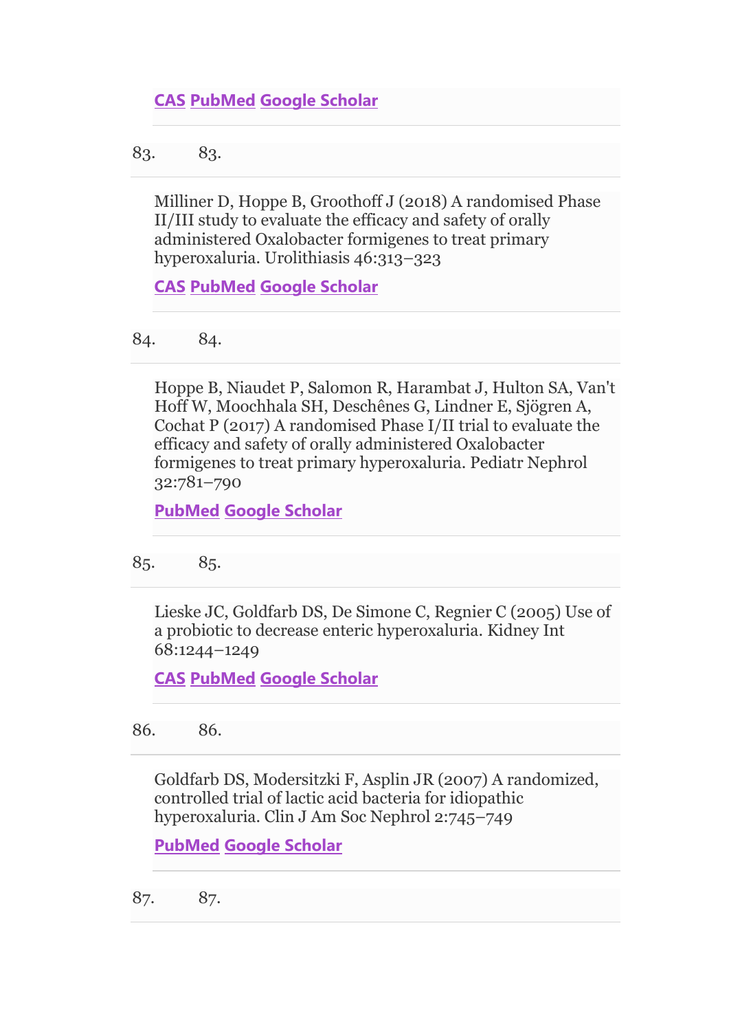CAS PubMed Google Scholar

83. 83.

Milliner D, Hoppe B, Groothoff J (2018) A randomised Phase II/III study to evaluate the efficacy and safety of orally administered Oxalobacter formigenes to treat primary hyperoxaluria. Urolithiasis 46:313–323

CAS PubMed Google Scholar

84. 84.

Hoppe B, Niaudet P, Salomon R, Harambat J, Hulton SA, Van't Hoff W, Moochhala SH, Deschênes G, Lindner E, Sjögren A, Cochat P (2017) A randomised Phase I/II trial to evaluate the efficacy and safety of orally administered Oxalobacter formigenes to treat primary hyperoxaluria. Pediatr Nephrol 32:781–790

PubMed Google Scholar

85. 85.

Lieske JC, Goldfarb DS, De Simone C, Regnier C (2005) Use of a probiotic to decrease enteric hyperoxaluria. Kidney Int 68:1244–1249

CAS PubMed Google Scholar

86. 86.

Goldfarb DS, Modersitzki F, Asplin JR (2007) A randomized, controlled trial of lactic acid bacteria for idiopathic hyperoxaluria. Clin J Am Soc Nephrol 2:745–749

PubMed Google Scholar

87. 87.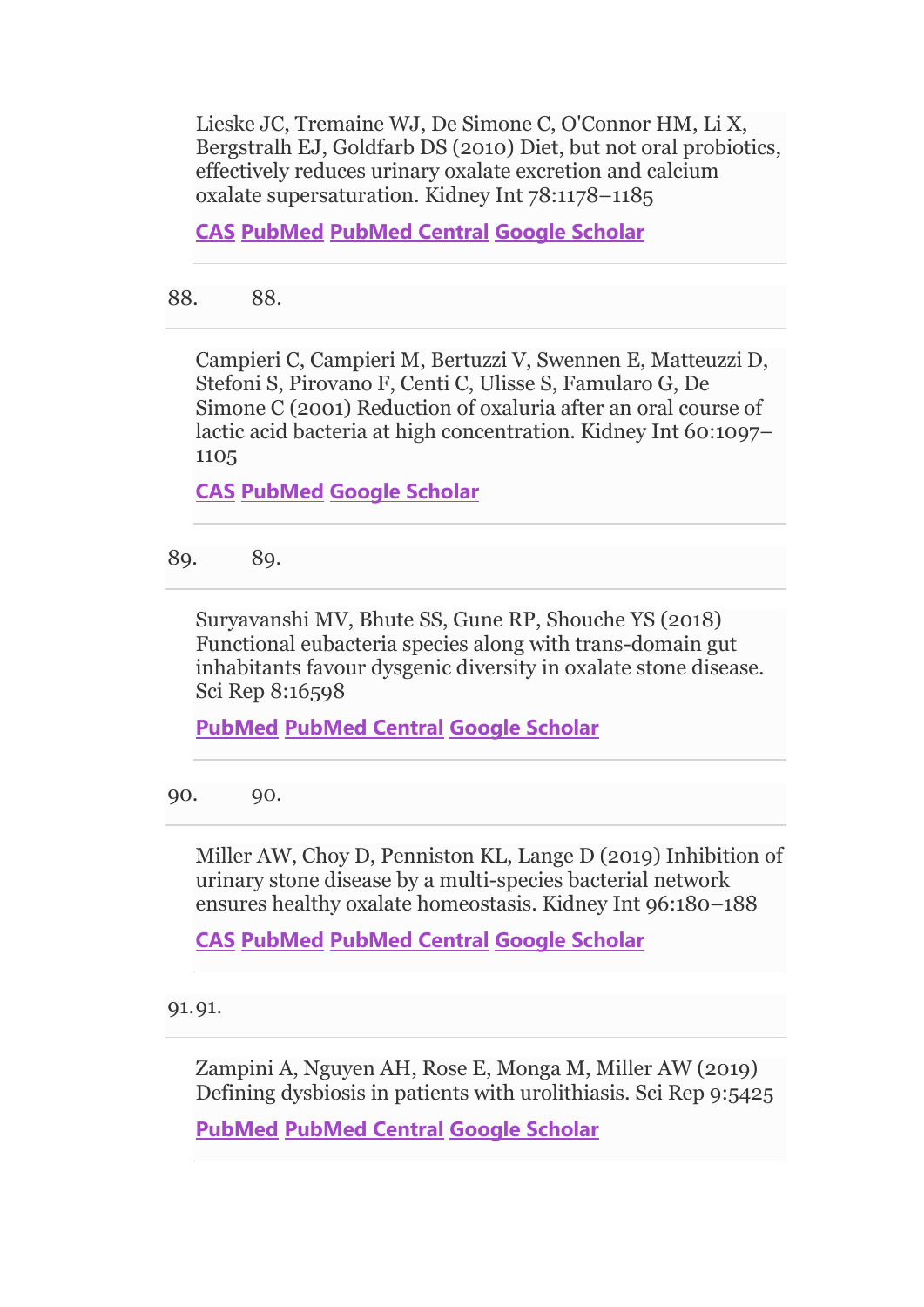Lieske JC, Tremaine WJ, De Simone C, O'Connor HM, Li X, Bergstralh EJ, Goldfarb DS (2010) Diet, but not oral probiotics, effectively reduces urinary oxalate excretion and calcium oxalate supersaturation. Kidney Int 78:1178–1185

CAS PubMed PubMed Central Google Scholar

88. 88.

Campieri C, Campieri M, Bertuzzi V, Swennen E, Matteuzzi D, Stefoni S, Pirovano F, Centi C, Ulisse S, Famularo G, De Simone C (2001) Reduction of oxaluria after an oral course of lactic acid bacteria at high concentration. Kidney Int 60:1097–1105

CAS PubMed Google Scholar

89. 89.

Suryavanshi MV, Bhute SS, Gune RP, Shouche YS (2018) Functional eubacteria species along with trans-domain gut inhabitants favour dysgenic diversity in oxalate stone disease. Sci Rep 8:16598

PubMed PubMed Central Google Scholar

90. 90.

Miller AW, Choy D, Penniston KL, Lange D (2019) Inhibition of urinary stone disease by a multi-species bacterial network ensures healthy oxalate homeostasis. Kidney Int 96:180–188

CAS PubMed PubMed Central Google Scholar

91. 91.

Zampini A, Nguyen AH, Rose E, Monga M, Miller AW (2019) Defining dysbiosis in patients with urolithiasis. Sci Rep 9:5425

PubMed PubMed Central Google Scholar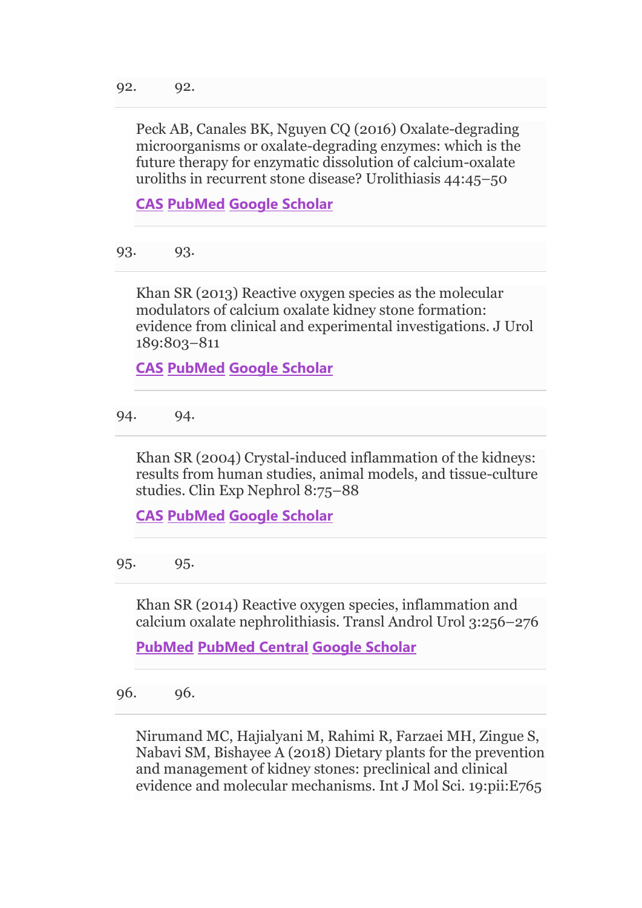92. 92.

Peck AB, Canales BK, Nguyen CQ (2016) Oxalate-degrading microorganisms or oxalate-degrading enzymes: which is the future therapy for enzymatic dissolution of calcium-oxalate uroliths in recurrent stone disease? Urolithiasis 44:45–50

CAS PubMed Google Scholar

93. 93.

Khan SR (2013) Reactive oxygen species as the molecular modulators of calcium oxalate kidney stone formation: evidence from clinical and experimental investigations. J Urol 189:803–811

CAS PubMed Google Scholar

94. 94.

Khan SR (2004) Crystal-induced inflammation of the kidneys: results from human studies, animal models, and tissue-culture studies. Clin Exp Nephrol 8:75–88

CAS PubMed Google Scholar

95. 95.

Khan SR (2014) Reactive oxygen species, inflammation and calcium oxalate nephrolithiasis. Transl Androl Urol 3:256–276

PubMed PubMed Central Google Scholar

96. 96.

Nirumand MC, Hajialyani M, Rahimi R, Farzaei MH, Zingue S, Nabavi SM, Bishayee A (2018) Dietary plants for the prevention and management of kidney stones: preclinical and clinical evidence and molecular mechanisms. Int J Mol Sci. 19:pii:E765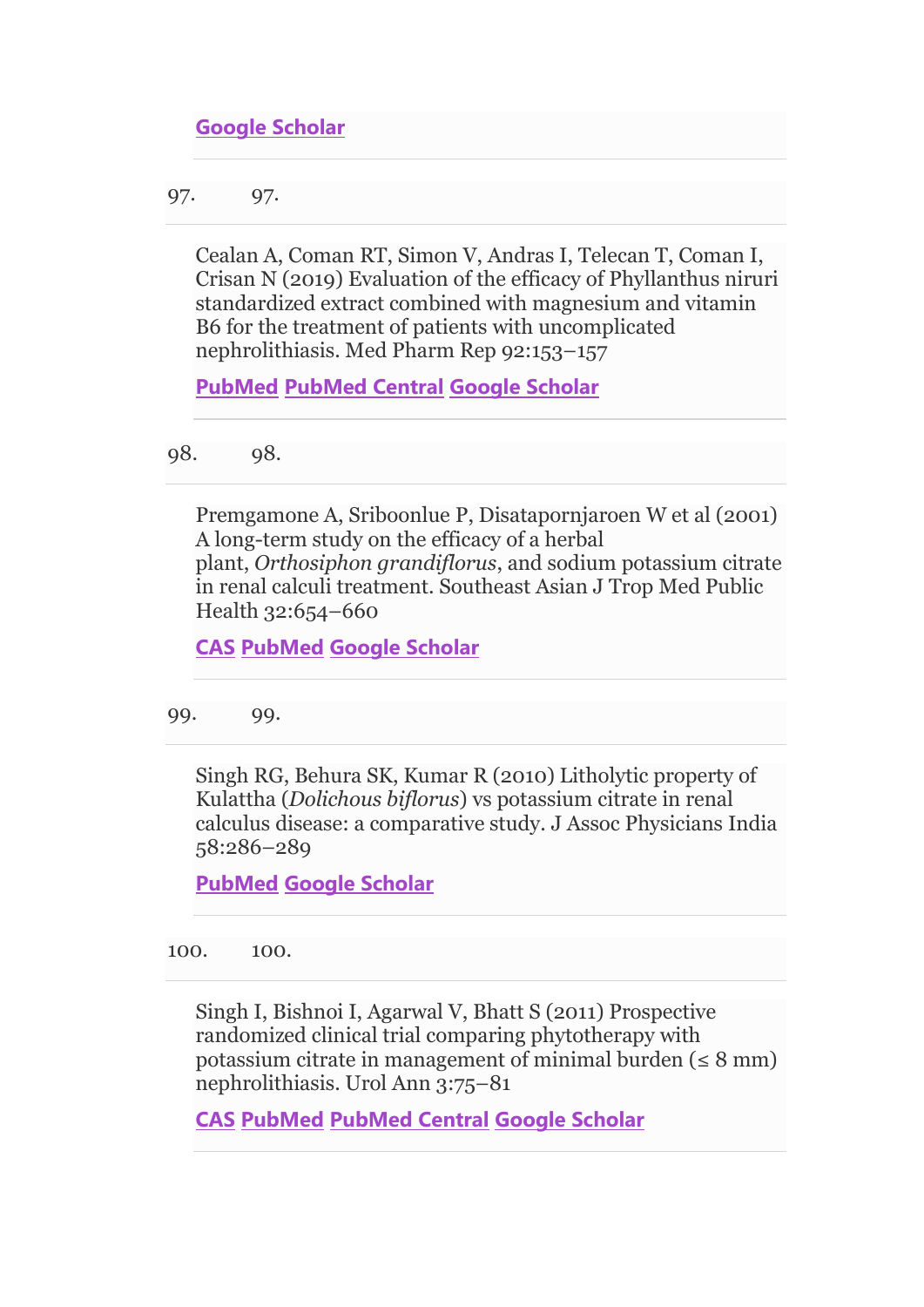Google Scholar

97. 97.

Cealan A, Coman RT, Simon V, Andras I, Telecan T, Coman I, Crisan N (2019) Evaluation of the efficacy of Phyllanthus niruri standardized extract combined with magnesium and vitamin B6 for the treatment of patients with uncomplicated nephrolithiasis. Med Pharm Rep 92:153–157

PubMed PubMed Central Google Scholar

98. 98.

Premgamone A, Sriboonlue P, Disatapornjaroen W et al (2001) A long-term study on the efficacy of a herbal plant, *Orthosiphon grandiflorus*, and sodium potassium citrate in renal calculi treatment. Southeast Asian J Trop Med Public Health 32:654–660

CAS PubMed Google Scholar

99. 99.

Singh RG, Behura SK, Kumar R (2010) Litholytic property of Kulattha (*Dolichous biflorus*) vs potassium citrate in renal calculus disease: a comparative study. J Assoc Physicians India 58:286–289

PubMed Google Scholar

100. 100.

Singh I, Bishnoi I, Agarwal V, Bhatt S (2011) Prospective randomized clinical trial comparing phytotherapy with potassium citrate in management of minimal burden (≤ 8 mm) nephrolithiasis. Urol Ann 3:75–81

CAS PubMed PubMed Central Google Scholar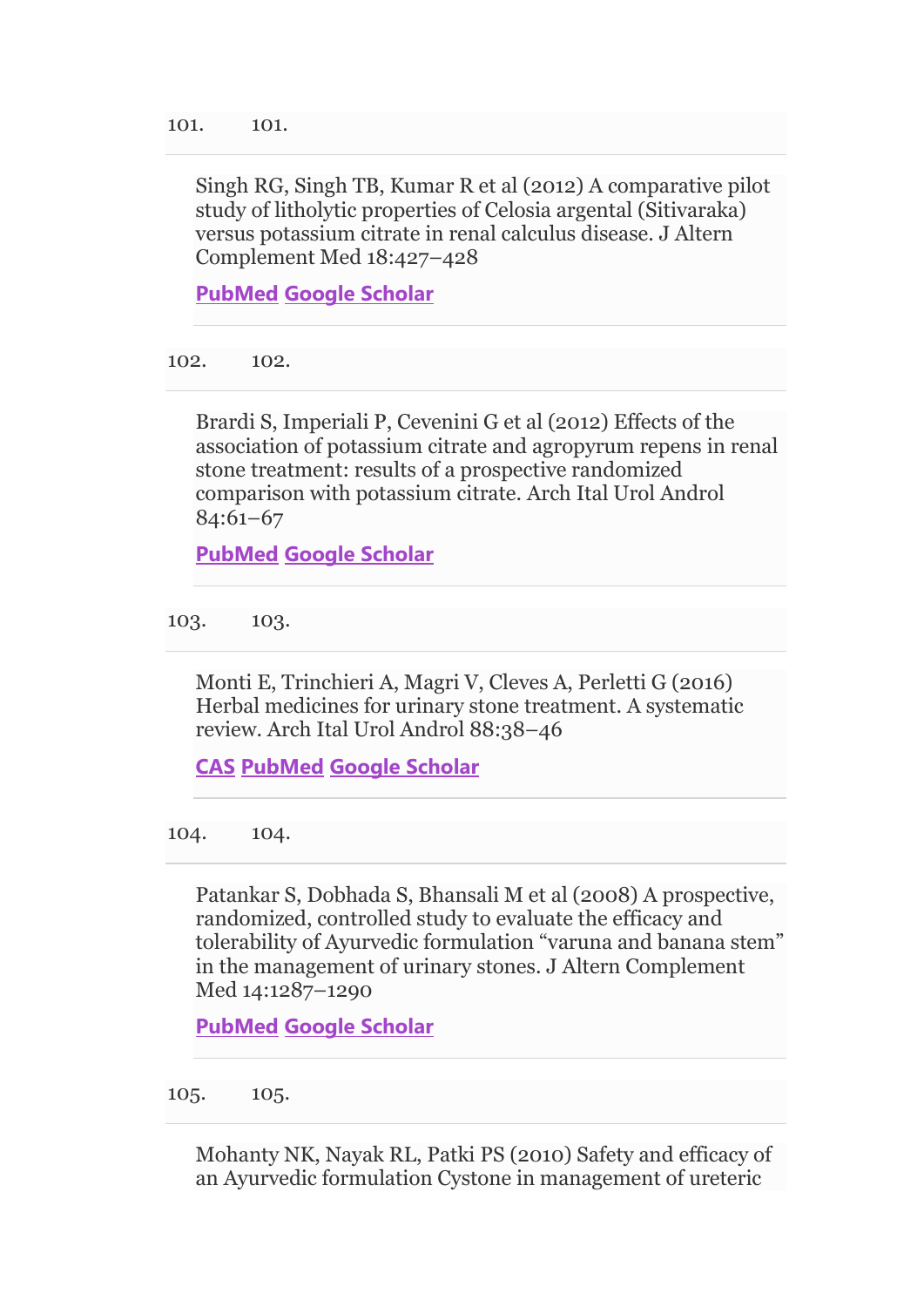101. 101.

Singh RG, Singh TB, Kumar R et al (2012) A comparative pilot study of litholytic properties of Celosia argental (Sitivaraka) versus potassium citrate in renal calculus disease. J Altern Complement Med 18:427–428

PubMed Google Scholar

102. 102.

Brardi S, Imperiali P, Cevenini G et al (2012) Effects of the association of potassium citrate and agropyrum repens in renal stone treatment: results of a prospective randomized comparison with potassium citrate. Arch Ital Urol Androl 84:61–67

PubMed Google Scholar

103. 103.

Monti E, Trinchieri A, Magri V, Cleves A, Perletti G (2016) Herbal medicines for urinary stone treatment. A systematic review. Arch Ital Urol Androl 88:38–46

CAS PubMed Google Scholar

104. 104.

Patankar S, Dobhada S, Bhansali M et al (2008) A prospective, randomized, controlled study to evaluate the efficacy and tolerability of Ayurvedic formulation "varuna and banana stem" in the management of urinary stones. J Altern Complement Med 14:1287–1290

PubMed Google Scholar

105. 105.

Mohanty NK, Nayak RL, Patki PS (2010) Safety and efficacy of an Ayurvedic formulation Cystone in management of ureteric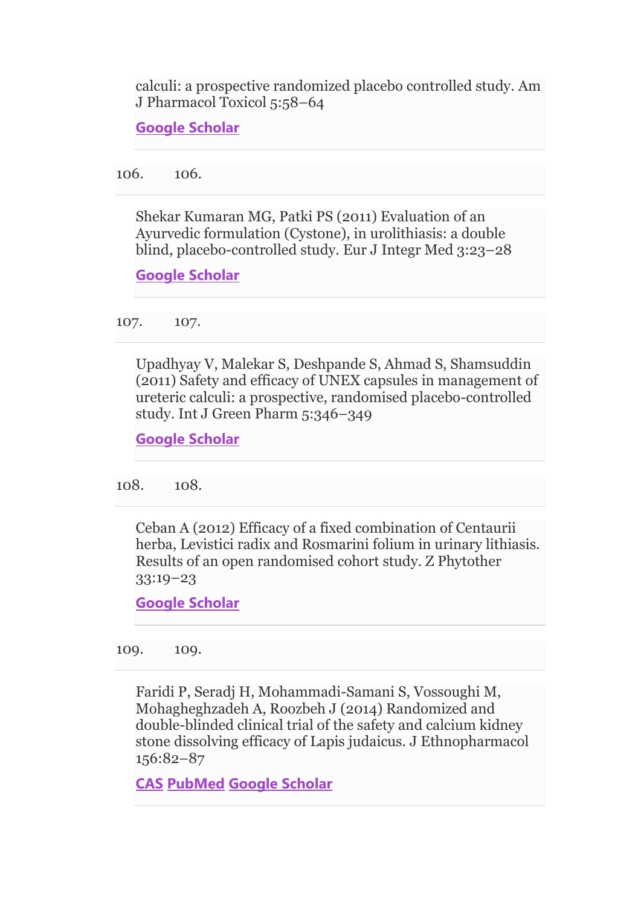calculi: a prospective randomized placebo controlled study. Am J Pharmacol Toxicol 5:58–64

Google Scholar

106. 106.

Shekar Kumaran MG, Patki PS (2011) Evaluation of an Ayurvedic formulation (Cystone), in urolithiasis: a double blind, placebo-controlled study. Eur J Integr Med 3:23–28

Google Scholar

107. 107.

Upadhyay V, Malekar S, Deshpande S, Ahmad S, Shamsuddin (2011) Safety and efficacy of UNEX capsules in management of ureteric calculi: a prospective, randomised placebo-controlled study. Int J Green Pharm 5:346–349

Google Scholar

108. 108.

Ceban A (2012) Efficacy of a fixed combination of Centaurii herba, Levistici radix and Rosmarini folium in urinary lithiasis. Results of an open randomised cohort study. Z Phytother 33:19–23

Google Scholar

109. 109.

Faridi P, Seradj H, Mohammadi-Samani S, Vossoughi M, Mohagheghzadeh A, Roozbeh J (2014) Randomized and double-blinded clinical trial of the safety and calcium kidney stone dissolving efficacy of Lapis judaicus. J Ethnopharmacol 156:82–87

CAS PubMed Google Scholar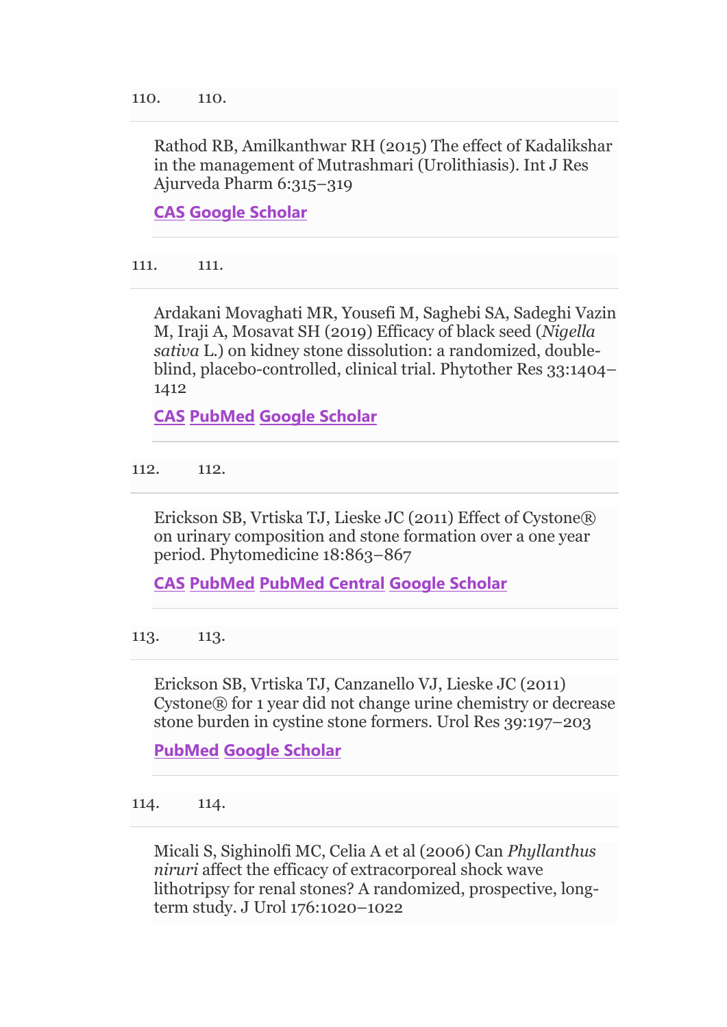110. 110.

Rathod RB, Amilkanthwar RH (2015) The effect of Kadalikshar in the management of Mutrashmari (Urolithiasis). Int J Res Ajurveda Pharm 6:315–319

CAS Google Scholar

111. 111.

Ardakani Movaghati MR, Yousefi M, Saghebi SA, Sadeghi Vazin M, Iraji A, Mosavat SH (2019) Efficacy of black seed (*Nigella sativa* L.) on kidney stone dissolution: a randomized, double-blind, placebo-controlled, clinical trial. Phytother Res 33:1404–1412

CAS PubMed Google Scholar

112. 112.

Erickson SB, Vrtiska TJ, Lieske JC (2011) Effect of Cystone® on urinary composition and stone formation over a one year period. Phytomedicine 18:863–867

CAS PubMed PubMed Central Google Scholar

113. 113.

Erickson SB, Vrtiska TJ, Canzanello VJ, Lieske JC (2011) Cystone® for 1 year did not change urine chemistry or decrease stone burden in cystine stone formers. Urol Res 39:197–203

PubMed Google Scholar

114. 114.

Micali S, Sighinolfi MC, Celia A et al (2006) Can *Phyllanthus niruri* affect the efficacy of extracorporeal shock wave lithotripsy for renal stones? A randomized, prospective, long-term study. J Urol 176:1020–1022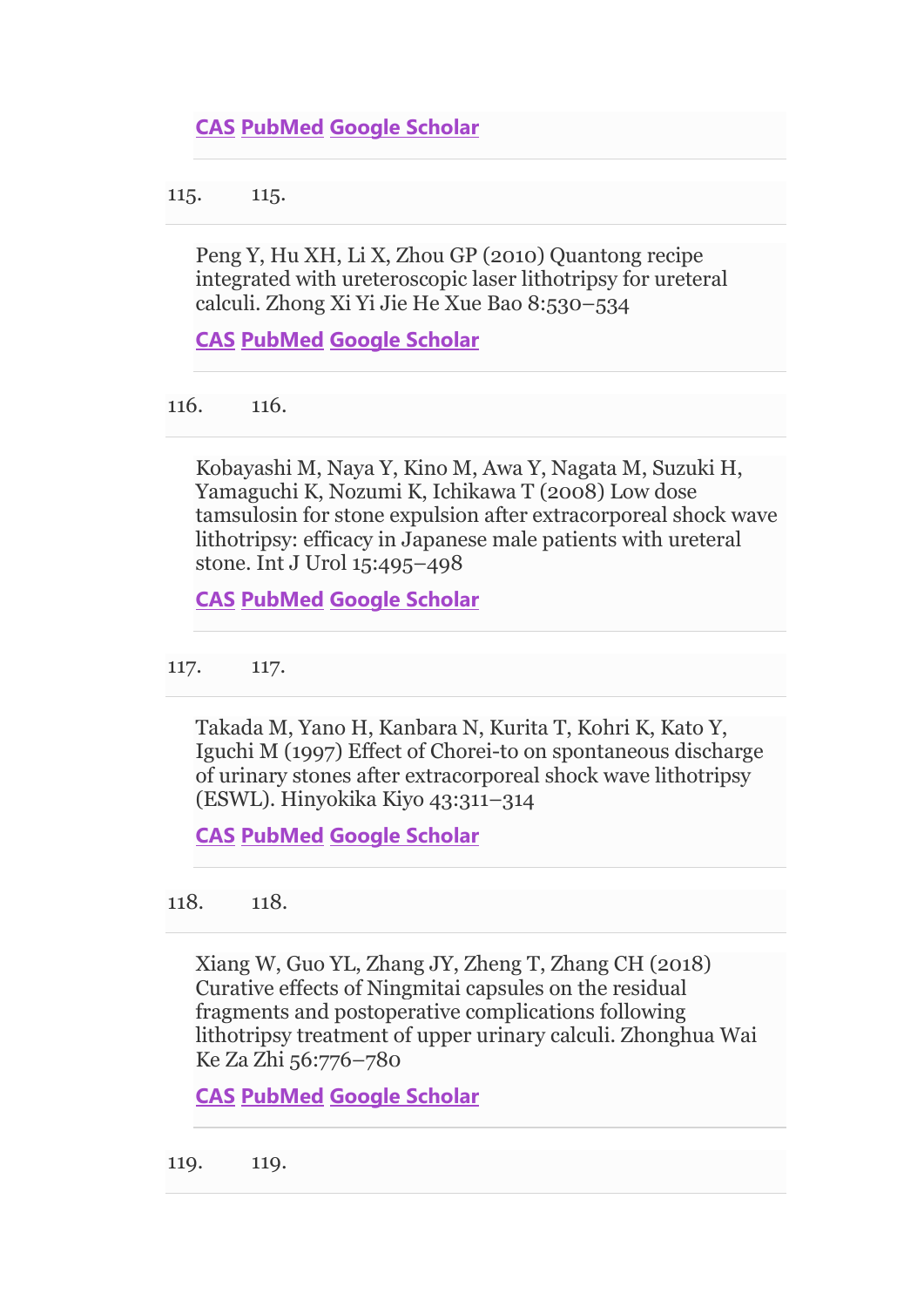CAS PubMed Google Scholar

115. 115.

Peng Y, Hu XH, Li X, Zhou GP (2010) Quantong recipe integrated with ureteroscopic laser lithotripsy for ureteral calculi. Zhong Xi Yi Jie He Xue Bao 8:530–534

CAS PubMed Google Scholar

116. 116.

Kobayashi M, Naya Y, Kino M, Awa Y, Nagata M, Suzuki H, Yamaguchi K, Nozumi K, Ichikawa T (2008) Low dose tamsulosin for stone expulsion after extracorporeal shock wave lithotripsy: efficacy in Japanese male patients with ureteral stone. Int J Urol 15:495–498

CAS PubMed Google Scholar

117. 117.

Takada M, Yano H, Kanbara N, Kurita T, Kohri K, Kato Y, Iguchi M (1997) Effect of Chorei-to on spontaneous discharge of urinary stones after extracorporeal shock wave lithotripsy (ESWL). Hinyokika Kiyo 43:311–314

CAS PubMed Google Scholar

118. 118.

Xiang W, Guo YL, Zhang JY, Zheng T, Zhang CH (2018) Curative effects of Ningmitai capsules on the residual fragments and postoperative complications following lithotripsy treatment of upper urinary calculi. Zhonghua Wai Ke Za Zhi 56:776–780

CAS PubMed Google Scholar

119. 119.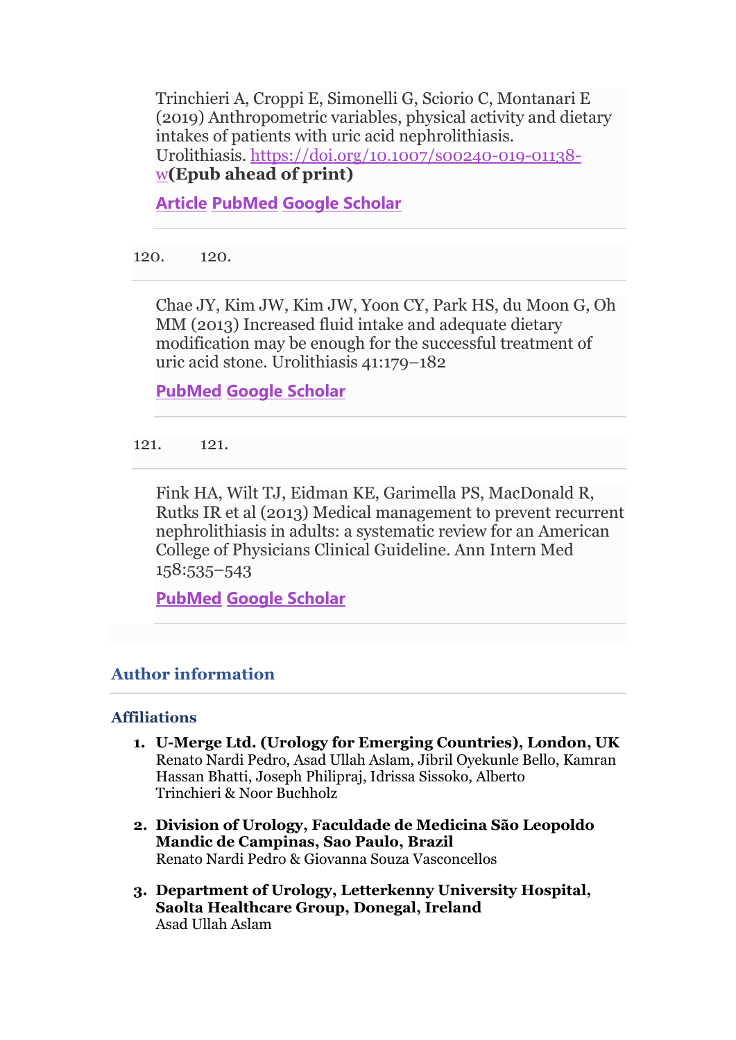Trinchieri A, Croppi E, Simonelli G, Sciorio C, Montanari E (2019) Anthropometric variables, physical activity and dietary intakes of patients with uric acid nephrolithiasis. Urolithiasis. https://doi.org/10.1007/s00240-019-01138-w **(Epub ahead of print)**

**Article** **PubMed** **Google Scholar**

120. Chae JY, Kim JW, Kim JW, Yoon CY, Park HS, du Moon G, Oh MM (2013) Increased fluid intake and adequate dietary modification may be enough for the successful treatment of uric acid stone. Urolithiasis 41:179–182

**PubMed** **Google Scholar**

121. Fink HA, Wilt TJ, Eidman KE, Garimella PS, MacDonald R, Rutks IR et al (2013) Medical management to prevent recurrent nephrolithiasis in adults: a systematic review for an American College of Physicians Clinical Guideline. Ann Intern Med 158:535–543

**PubMed** **Google Scholar**

## Author information

### Affiliations

1. **U-Merge Ltd. (Urology for Emerging Countries), London, UK**
   Renato Nardi Pedro, Asad Ullah Aslam, Jibril Oyekunle Bello, Kamran Hassan Bhatti, Joseph Philipraj, Idrissa Sissoko, Alberto Trinchieri & Noor Buchholz

2. **Division of Urology, Faculdade de Medicina São Leopoldo Mandic de Campinas, Sao Paulo, Brazil**
   Renato Nardi Pedro & Giovanna Souza Vasconcellos

3. **Department of Urology, Letterkenny University Hospital, Saolta Healthcare Group, Donegal, Ireland**
   Asad Ullah Aslam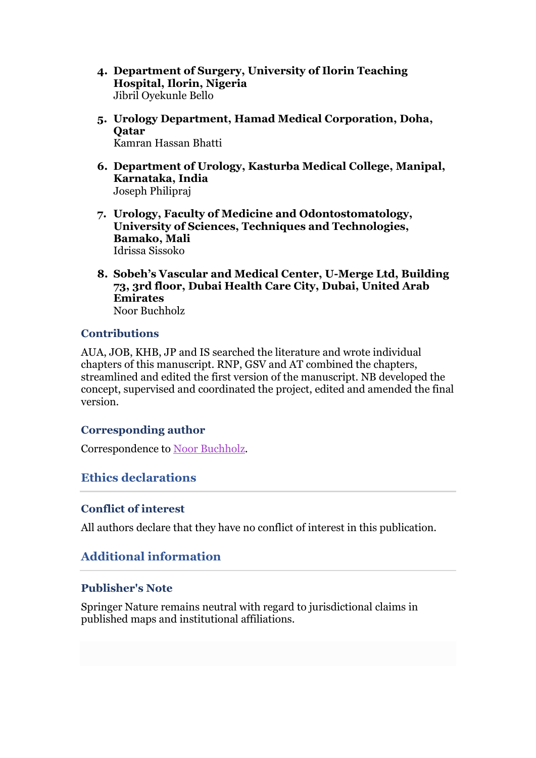4. **Department of Surgery, University of Ilorin Teaching Hospital, Ilorin, Nigeria**
   Jibril Oyekunle Bello

5. **Urology Department, Hamad Medical Corporation, Doha, Qatar**
   Kamran Hassan Bhatti

6. **Department of Urology, Kasturba Medical College, Manipal, Karnataka, India**
   Joseph Philipraj

7. **Urology, Faculty of Medicine and Odontostomatology, University of Sciences, Techniques and Technologies, Bamako, Mali**
   Idrissa Sissoko

8. **Sobeh's Vascular and Medical Center, U-Merge Ltd, Building 73, 3rd floor, Dubai Health Care City, Dubai, United Arab Emirates**
   Noor Buchholz

### Contributions

AUA, JOB, KHB, JP and IS searched the literature and wrote individual chapters of this manuscript. RNP, GSV and AT combined the chapters, streamlined and edited the first version of the manuscript. NB developed the concept, supervised and coordinated the project, edited and amended the final version.

### Corresponding author

Correspondence to Noor Buchholz.

## Ethics declarations

### Conflict of interest

All authors declare that they have no conflict of interest in this publication.

## Additional information

### Publisher's Note

Springer Nature remains neutral with regard to jurisdictional claims in published maps and institutional affiliations.